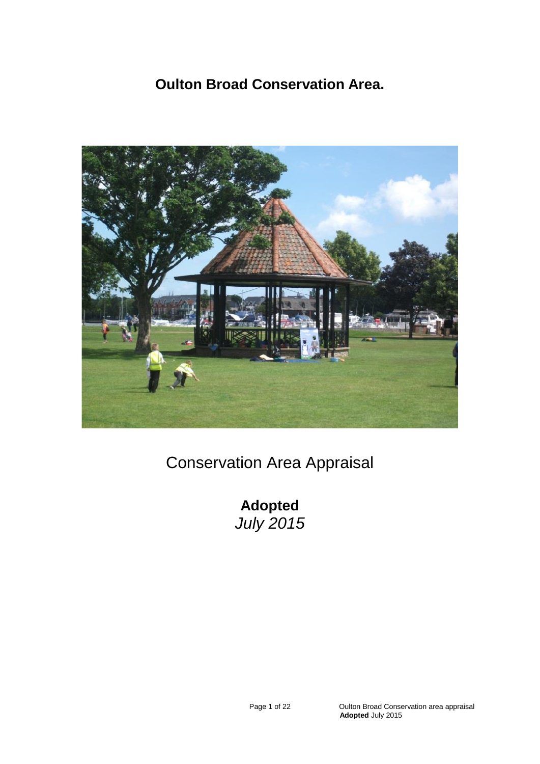# Oulton Broad Conservation Area.

Conservation Area Appraisal

**Adopted**
*July 2015*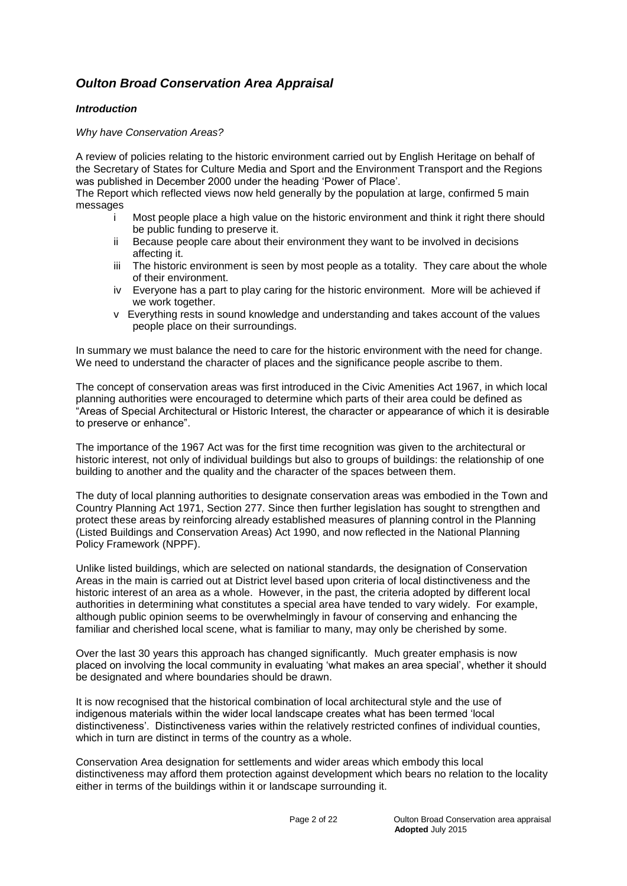## *Oulton Broad Conservation Area Appraisal*

### *Introduction*

*Why have Conservation Areas?*

A review of policies relating to the historic environment carried out by English Heritage on behalf of the Secretary of States for Culture Media and Sport and the Environment Transport and the Regions was published in December 2000 under the heading 'Power of Place'.

The Report which reflected views now held generally by the population at large, confirmed 5 main messages

- i Most people place a high value on the historic environment and think it right there should be public funding to preserve it.
- ii Because people care about their environment they want to be involved in decisions affecting it.
- iii The historic environment is seen by most people as a totality. They care about the whole of their environment.
- iv Everyone has a part to play caring for the historic environment. More will be achieved if we work together.
- v Everything rests in sound knowledge and understanding and takes account of the values people place on their surroundings.

In summary we must balance the need to care for the historic environment with the need for change. We need to understand the character of places and the significance people ascribe to them.

The concept of conservation areas was first introduced in the Civic Amenities Act 1967, in which local planning authorities were encouraged to determine which parts of their area could be defined as "Areas of Special Architectural or Historic Interest, the character or appearance of which it is desirable to preserve or enhance".

The importance of the 1967 Act was for the first time recognition was given to the architectural or historic interest, not only of individual buildings but also to groups of buildings: the relationship of one building to another and the quality and the character of the spaces between them.

The duty of local planning authorities to designate conservation areas was embodied in the Town and Country Planning Act 1971, Section 277. Since then further legislation has sought to strengthen and protect these areas by reinforcing already established measures of planning control in the Planning (Listed Buildings and Conservation Areas) Act 1990, and now reflected in the National Planning Policy Framework (NPPF).

Unlike listed buildings, which are selected on national standards, the designation of Conservation Areas in the main is carried out at District level based upon criteria of local distinctiveness and the historic interest of an area as a whole. However, in the past, the criteria adopted by different local authorities in determining what constitutes a special area have tended to vary widely. For example, although public opinion seems to be overwhelmingly in favour of conserving and enhancing the familiar and cherished local scene, what is familiar to many, may only be cherished by some.

Over the last 30 years this approach has changed significantly. Much greater emphasis is now placed on involving the local community in evaluating 'what makes an area special', whether it should be designated and where boundaries should be drawn.

It is now recognised that the historical combination of local architectural style and the use of indigenous materials within the wider local landscape creates what has been termed 'local distinctiveness'. Distinctiveness varies within the relatively restricted confines of individual counties, which in turn are distinct in terms of the country as a whole.

Conservation Area designation for settlements and wider areas which embody this local distinctiveness may afford them protection against development which bears no relation to the locality either in terms of the buildings within it or landscape surrounding it.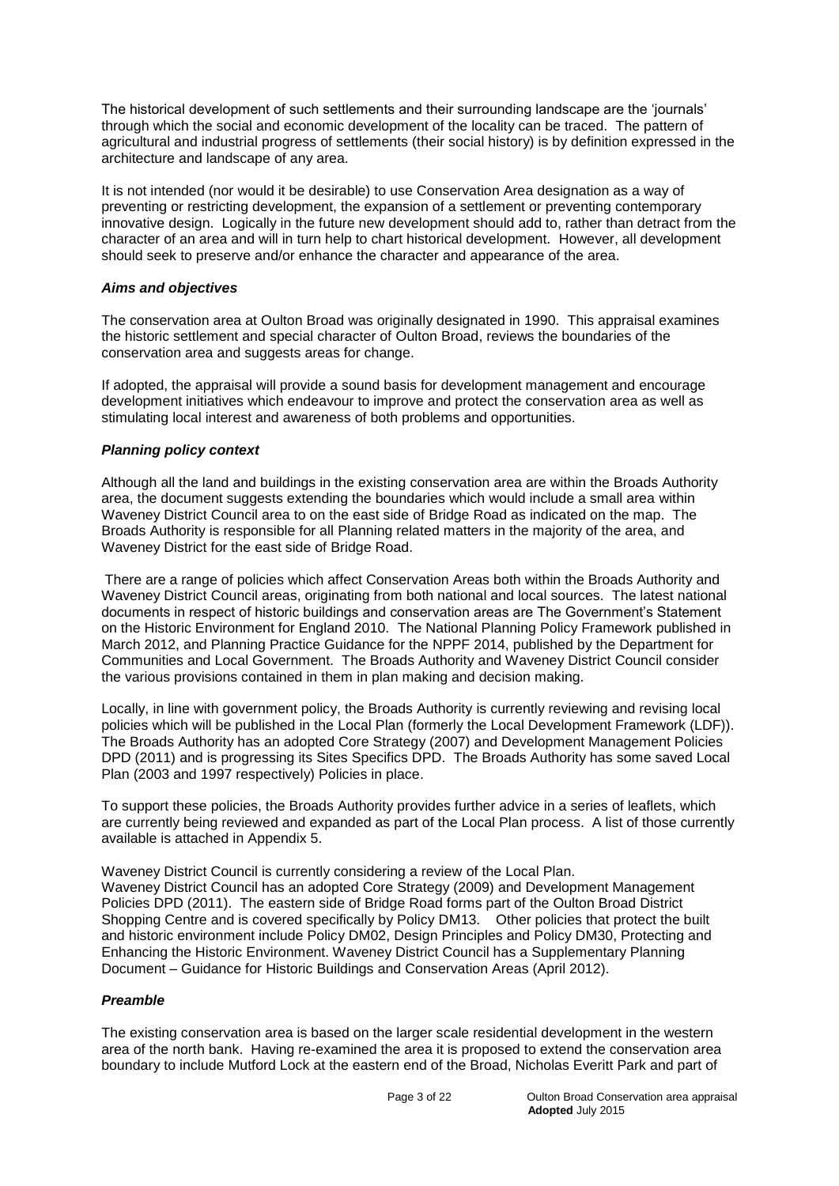The historical development of such settlements and their surrounding landscape are the 'journals' through which the social and economic development of the locality can be traced. The pattern of agricultural and industrial progress of settlements (their social history) is by definition expressed in the architecture and landscape of any area.

It is not intended (nor would it be desirable) to use Conservation Area designation as a way of preventing or restricting development, the expansion of a settlement or preventing contemporary innovative design. Logically in the future new development should add to, rather than detract from the character of an area and will in turn help to chart historical development. However, all development should seek to preserve and/or enhance the character and appearance of the area.

### *Aims and objectives*

The conservation area at Oulton Broad was originally designated in 1990. This appraisal examines the historic settlement and special character of Oulton Broad, reviews the boundaries of the conservation area and suggests areas for change.

If adopted, the appraisal will provide a sound basis for development management and encourage development initiatives which endeavour to improve and protect the conservation area as well as stimulating local interest and awareness of both problems and opportunities.

### *Planning policy context*

Although all the land and buildings in the existing conservation area are within the Broads Authority area, the document suggests extending the boundaries which would include a small area within Waveney District Council area to on the east side of Bridge Road as indicated on the map. The Broads Authority is responsible for all Planning related matters in the majority of the area, and Waveney District for the east side of Bridge Road.

There are a range of policies which affect Conservation Areas both within the Broads Authority and Waveney District Council areas, originating from both national and local sources. The latest national documents in respect of historic buildings and conservation areas are The Government's Statement on the Historic Environment for England 2010. The National Planning Policy Framework published in March 2012, and Planning Practice Guidance for the NPPF 2014, published by the Department for Communities and Local Government. The Broads Authority and Waveney District Council consider the various provisions contained in them in plan making and decision making.

Locally, in line with government policy, the Broads Authority is currently reviewing and revising local policies which will be published in the Local Plan (formerly the Local Development Framework (LDF)). The Broads Authority has an adopted Core Strategy (2007) and Development Management Policies DPD (2011) and is progressing its Sites Specifics DPD. The Broads Authority has some saved Local Plan (2003 and 1997 respectively) Policies in place.

To support these policies, the Broads Authority provides further advice in a series of leaflets, which are currently being reviewed and expanded as part of the Local Plan process. A list of those currently available is attached in Appendix 5.

Waveney District Council is currently considering a review of the Local Plan.
Waveney District Council has an adopted Core Strategy (2009) and Development Management Policies DPD (2011). The eastern side of Bridge Road forms part of the Oulton Broad District Shopping Centre and is covered specifically by Policy DM13. Other policies that protect the built and historic environment include Policy DM02, Design Principles and Policy DM30, Protecting and Enhancing the Historic Environment. Waveney District Council has a Supplementary Planning Document – Guidance for Historic Buildings and Conservation Areas (April 2012).

### *Preamble*

The existing conservation area is based on the larger scale residential development in the western area of the north bank. Having re-examined the area it is proposed to extend the conservation area boundary to include Mutford Lock at the eastern end of the Broad, Nicholas Everitt Park and part of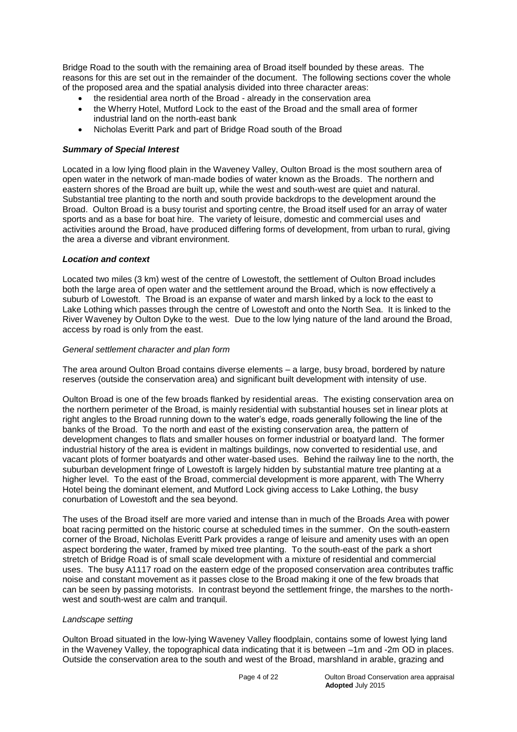Bridge Road to the south with the remaining area of Broad itself bounded by these areas. The reasons for this are set out in the remainder of the document. The following sections cover the whole of the proposed area and the spatial analysis divided into three character areas:

- the residential area north of the Broad - already in the conservation area
- the Wherry Hotel, Mutford Lock to the east of the Broad and the small area of former industrial land on the north-east bank
- Nicholas Everitt Park and part of Bridge Road south of the Broad

### *Summary of Special Interest*

Located in a low lying flood plain in the Waveney Valley, Oulton Broad is the most southern area of open water in the network of man-made bodies of water known as the Broads. The northern and eastern shores of the Broad are built up, while the west and south-west are quiet and natural. Substantial tree planting to the north and south provide backdrops to the development around the Broad. Oulton Broad is a busy tourist and sporting centre, the Broad itself used for an array of water sports and as a base for boat hire. The variety of leisure, domestic and commercial uses and activities around the Broad, have produced differing forms of development, from urban to rural, giving the area a diverse and vibrant environment.

### *Location and context*

Located two miles (3 km) west of the centre of Lowestoft, the settlement of Oulton Broad includes both the large area of open water and the settlement around the Broad, which is now effectively a suburb of Lowestoft. The Broad is an expanse of water and marsh linked by a lock to the east to Lake Lothing which passes through the centre of Lowestoft and onto the North Sea. It is linked to the River Waveney by Oulton Dyke to the west. Due to the low lying nature of the land around the Broad, access by road is only from the east.

#### *General settlement character and plan form*

The area around Oulton Broad contains diverse elements – a large, busy broad, bordered by nature reserves (outside the conservation area) and significant built development with intensity of use.

Oulton Broad is one of the few broads flanked by residential areas. The existing conservation area on the northern perimeter of the Broad, is mainly residential with substantial houses set in linear plots at right angles to the Broad running down to the water's edge, roads generally following the line of the banks of the Broad. To the north and east of the existing conservation area, the pattern of development changes to flats and smaller houses on former industrial or boatyard land. The former industrial history of the area is evident in maltings buildings, now converted to residential use, and vacant plots of former boatyards and other water-based uses. Behind the railway line to the north, the suburban development fringe of Lowestoft is largely hidden by substantial mature tree planting at a higher level. To the east of the Broad, commercial development is more apparent, with The Wherry Hotel being the dominant element, and Mutford Lock giving access to Lake Lothing, the busy conurbation of Lowestoft and the sea beyond.

The uses of the Broad itself are more varied and intense than in much of the Broads Area with power boat racing permitted on the historic course at scheduled times in the summer. On the south-eastern corner of the Broad, Nicholas Everitt Park provides a range of leisure and amenity uses with an open aspect bordering the water, framed by mixed tree planting. To the south-east of the park a short stretch of Bridge Road is of small scale development with a mixture of residential and commercial uses. The busy A1117 road on the eastern edge of the proposed conservation area contributes traffic noise and constant movement as it passes close to the Broad making it one of the few broads that can be seen by passing motorists. In contrast beyond the settlement fringe, the marshes to the north-west and south-west are calm and tranquil.

#### *Landscape setting*

Oulton Broad situated in the low-lying Waveney Valley floodplain, contains some of lowest lying land in the Waveney Valley, the topographical data indicating that it is between –1m and -2m OD in places. Outside the conservation area to the south and west of the Broad, marshland in arable, grazing and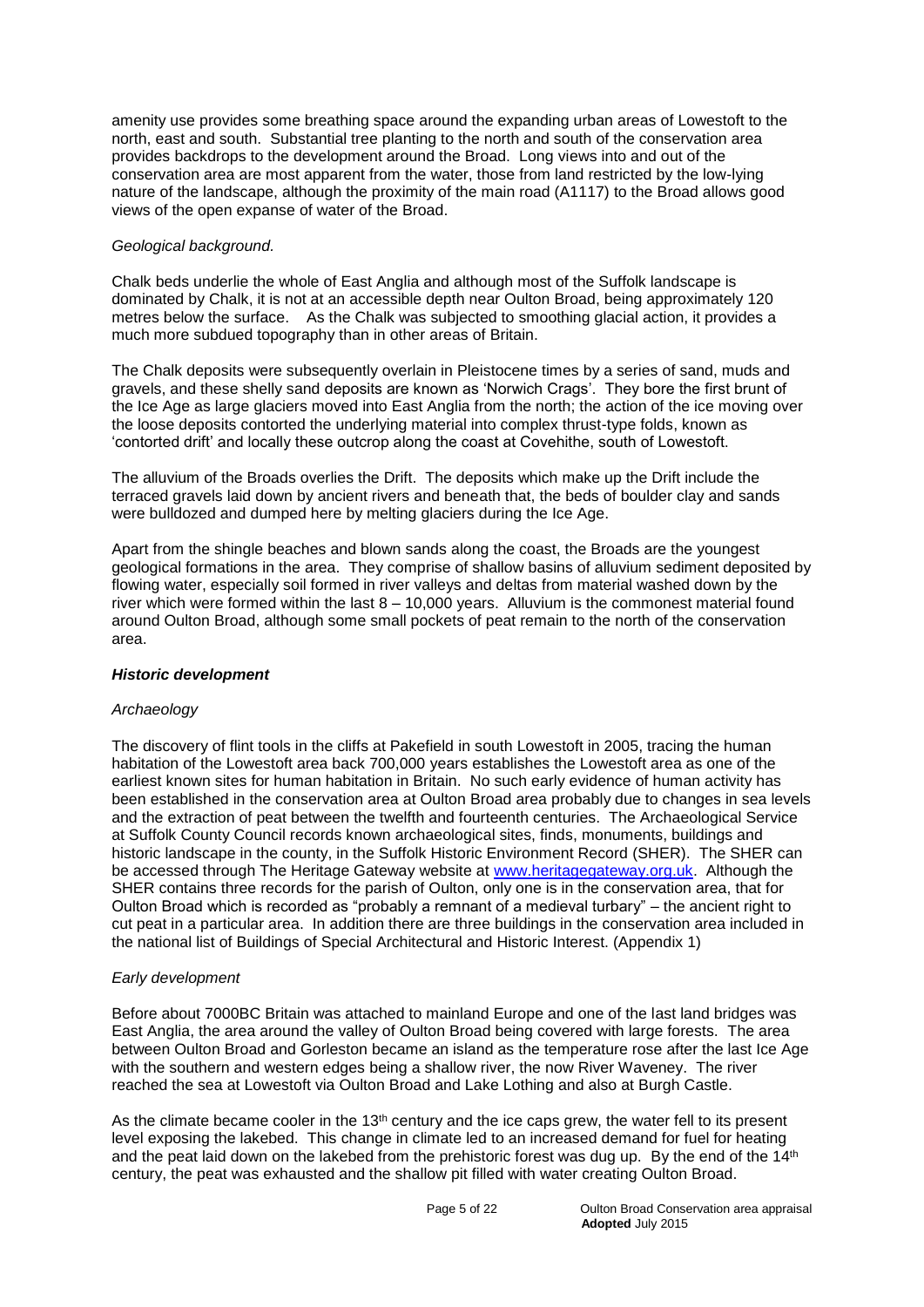amenity use provides some breathing space around the expanding urban areas of Lowestoft to the north, east and south. Substantial tree planting to the north and south of the conservation area provides backdrops to the development around the Broad. Long views into and out of the conservation area are most apparent from the water, those from land restricted by the low-lying nature of the landscape, although the proximity of the main road (A1117) to the Broad allows good views of the open expanse of water of the Broad.

*Geological background.*

Chalk beds underlie the whole of East Anglia and although most of the Suffolk landscape is dominated by Chalk, it is not at an accessible depth near Oulton Broad, being approximately 120 metres below the surface. As the Chalk was subjected to smoothing glacial action, it provides a much more subdued topography than in other areas of Britain.

The Chalk deposits were subsequently overlain in Pleistocene times by a series of sand, muds and gravels, and these shelly sand deposits are known as 'Norwich Crags'. They bore the first brunt of the Ice Age as large glaciers moved into East Anglia from the north; the action of the ice moving over the loose deposits contorted the underlying material into complex thrust-type folds, known as 'contorted drift' and locally these outcrop along the coast at Covehithe, south of Lowestoft.

The alluvium of the Broads overlies the Drift. The deposits which make up the Drift include the terraced gravels laid down by ancient rivers and beneath that, the beds of boulder clay and sands were bulldozed and dumped here by melting glaciers during the Ice Age.

Apart from the shingle beaches and blown sands along the coast, the Broads are the youngest geological formations in the area. They comprise of shallow basins of alluvium sediment deposited by flowing water, especially soil formed in river valleys and deltas from material washed down by the river which were formed within the last 8 – 10,000 years. Alluvium is the commonest material found around Oulton Broad, although some small pockets of peat remain to the north of the conservation area.

***Historic development***

*Archaeology*

The discovery of flint tools in the cliffs at Pakefield in south Lowestoft in 2005, tracing the human habitation of the Lowestoft area back 700,000 years establishes the Lowestoft area as one of the earliest known sites for human habitation in Britain. No such early evidence of human activity has been established in the conservation area at Oulton Broad area probably due to changes in sea levels and the extraction of peat between the twelfth and fourteenth centuries. The Archaeological Service at Suffolk County Council records known archaeological sites, finds, monuments, buildings and historic landscape in the county, in the Suffolk Historic Environment Record (SHER). The SHER can be accessed through The Heritage Gateway website at www.heritagegateway.org.uk. Although the SHER contains three records for the parish of Oulton, only one is in the conservation area, that for Oulton Broad which is recorded as "probably a remnant of a medieval turbary" – the ancient right to cut peat in a particular area. In addition there are three buildings in the conservation area included in the national list of Buildings of Special Architectural and Historic Interest. (Appendix 1)

*Early development*

Before about 7000BC Britain was attached to mainland Europe and one of the last land bridges was East Anglia, the area around the valley of Oulton Broad being covered with large forests. The area between Oulton Broad and Gorleston became an island as the temperature rose after the last Ice Age with the southern and western edges being a shallow river, the now River Waveney. The river reached the sea at Lowestoft via Oulton Broad and Lake Lothing and also at Burgh Castle.

As the climate became cooler in the 13th century and the ice caps grew, the water fell to its present level exposing the lakebed. This change in climate led to an increased demand for fuel for heating and the peat laid down on the lakebed from the prehistoric forest was dug up. By the end of the 14th century, the peat was exhausted and the shallow pit filled with water creating Oulton Broad.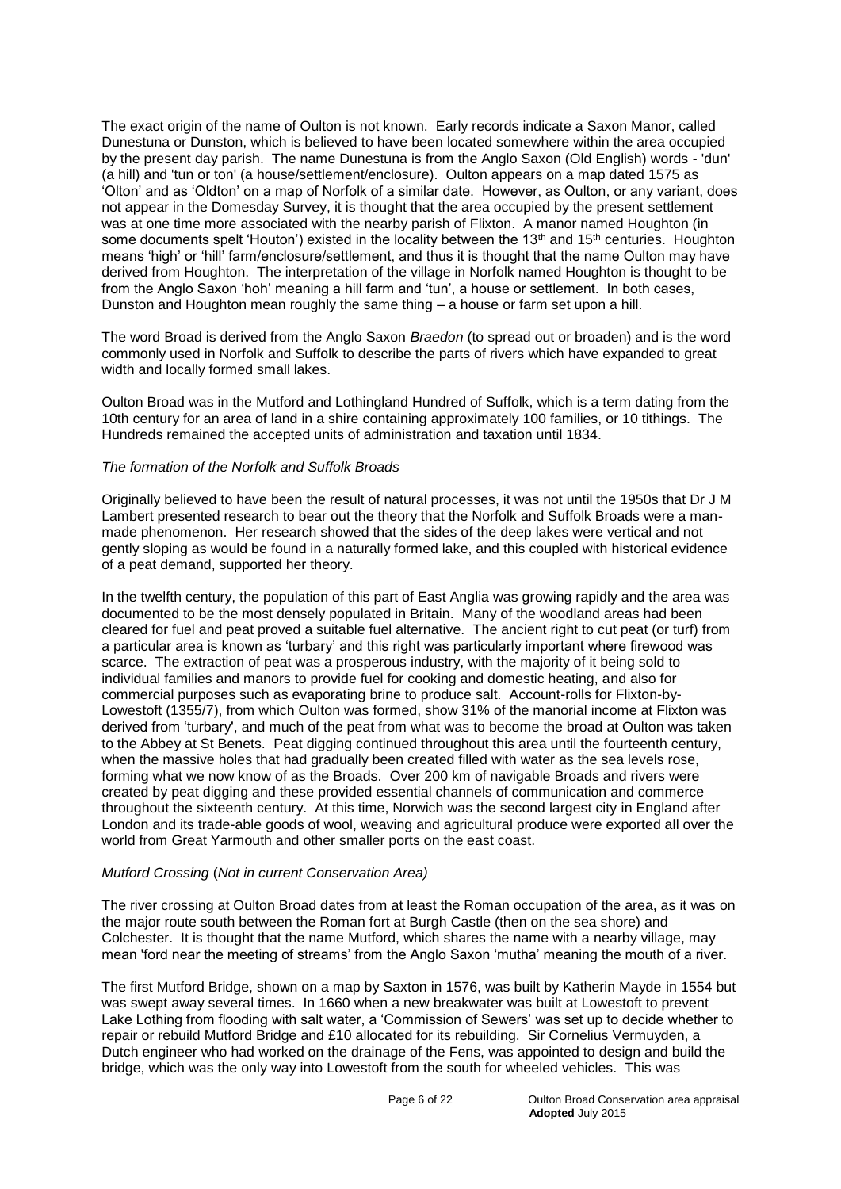The exact origin of the name of Oulton is not known. Early records indicate a Saxon Manor, called Dunestuna or Dunston, which is believed to have been located somewhere within the area occupied by the present day parish. The name Dunestuna is from the Anglo Saxon (Old English) words - 'dun' (a hill) and 'tun or ton' (a house/settlement/enclosure). Oulton appears on a map dated 1575 as 'Olton' and as 'Oldton' on a map of Norfolk of a similar date. However, as Oulton, or any variant, does not appear in the Domesday Survey, it is thought that the area occupied by the present settlement was at one time more associated with the nearby parish of Flixton. A manor named Houghton (in some documents spelt 'Houton') existed in the locality between the 13th and 15th centuries. Houghton means 'high' or 'hill' farm/enclosure/settlement, and thus it is thought that the name Oulton may have derived from Houghton. The interpretation of the village in Norfolk named Houghton is thought to be from the Anglo Saxon 'hoh' meaning a hill farm and 'tun', a house or settlement. In both cases, Dunston and Houghton mean roughly the same thing – a house or farm set upon a hill.

The word Broad is derived from the Anglo Saxon *Braedon* (to spread out or broaden) and is the word commonly used in Norfolk and Suffolk to describe the parts of rivers which have expanded to great width and locally formed small lakes.

Oulton Broad was in the Mutford and Lothingland Hundred of Suffolk, which is a term dating from the 10th century for an area of land in a shire containing approximately 100 families, or 10 tithings. The Hundreds remained the accepted units of administration and taxation until 1834.

*The formation of the Norfolk and Suffolk Broads*

Originally believed to have been the result of natural processes, it was not until the 1950s that Dr J M Lambert presented research to bear out the theory that the Norfolk and Suffolk Broads were a man-made phenomenon. Her research showed that the sides of the deep lakes were vertical and not gently sloping as would be found in a naturally formed lake, and this coupled with historical evidence of a peat demand, supported her theory.

In the twelfth century, the population of this part of East Anglia was growing rapidly and the area was documented to be the most densely populated in Britain. Many of the woodland areas had been cleared for fuel and peat proved a suitable fuel alternative. The ancient right to cut peat (or turf) from a particular area is known as 'turbary' and this right was particularly important where firewood was scarce. The extraction of peat was a prosperous industry, with the majority of it being sold to individual families and manors to provide fuel for cooking and domestic heating, and also for commercial purposes such as evaporating brine to produce salt. Account-rolls for Flixton-by-Lowestoft (1355/7), from which Oulton was formed, show 31% of the manorial income at Flixton was derived from 'turbary', and much of the peat from what was to become the broad at Oulton was taken to the Abbey at St Benets. Peat digging continued throughout this area until the fourteenth century, when the massive holes that had gradually been created filled with water as the sea levels rose, forming what we now know of as the Broads. Over 200 km of navigable Broads and rivers were created by peat digging and these provided essential channels of communication and commerce throughout the sixteenth century. At this time, Norwich was the second largest city in England after London and its trade-able goods of wool, weaving and agricultural produce were exported all over the world from Great Yarmouth and other smaller ports on the east coast.

*Mutford Crossing (Not in current Conservation Area)*

The river crossing at Oulton Broad dates from at least the Roman occupation of the area, as it was on the major route south between the Roman fort at Burgh Castle (then on the sea shore) and Colchester. It is thought that the name Mutford, which shares the name with a nearby village, may mean 'ford near the meeting of streams' from the Anglo Saxon 'mutha' meaning the mouth of a river.

The first Mutford Bridge, shown on a map by Saxton in 1576, was built by Katherin Mayde in 1554 but was swept away several times. In 1660 when a new breakwater was built at Lowestoft to prevent Lake Lothing from flooding with salt water, a 'Commission of Sewers' was set up to decide whether to repair or rebuild Mutford Bridge and £10 allocated for its rebuilding. Sir Cornelius Vermuyden, a Dutch engineer who had worked on the drainage of the Fens, was appointed to design and build the bridge, which was the only way into Lowestoft from the south for wheeled vehicles. This was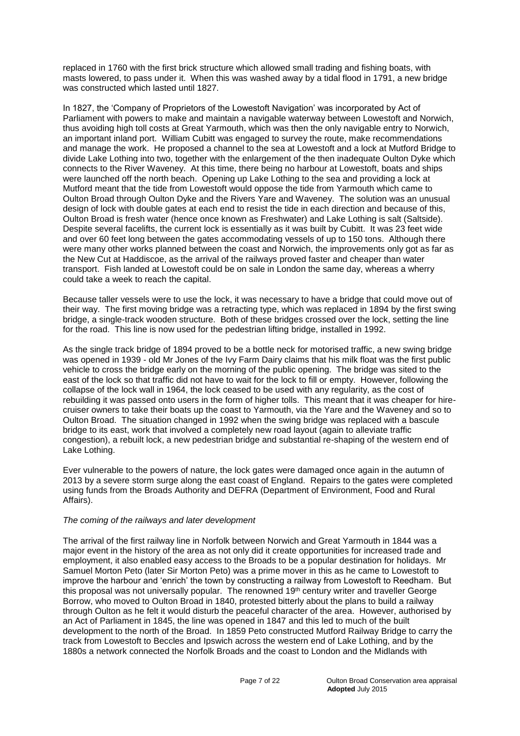replaced in 1760 with the first brick structure which allowed small trading and fishing boats, with masts lowered, to pass under it. When this was washed away by a tidal flood in 1791, a new bridge was constructed which lasted until 1827.

In 1827, the 'Company of Proprietors of the Lowestoft Navigation' was incorporated by Act of Parliament with powers to make and maintain a navigable waterway between Lowestoft and Norwich, thus avoiding high toll costs at Great Yarmouth, which was then the only navigable entry to Norwich, an important inland port. William Cubitt was engaged to survey the route, make recommendations and manage the work. He proposed a channel to the sea at Lowestoft and a lock at Mutford Bridge to divide Lake Lothing into two, together with the enlargement of the then inadequate Oulton Dyke which connects to the River Waveney. At this time, there being no harbour at Lowestoft, boats and ships were launched off the north beach. Opening up Lake Lothing to the sea and providing a lock at Mutford meant that the tide from Lowestoft would oppose the tide from Yarmouth which came to Oulton Broad through Oulton Dyke and the Rivers Yare and Waveney. The solution was an unusual design of lock with double gates at each end to resist the tide in each direction and because of this, Oulton Broad is fresh water (hence once known as Freshwater) and Lake Lothing is salt (Saltside). Despite several facelifts, the current lock is essentially as it was built by Cubitt. It was 23 feet wide and over 60 feet long between the gates accommodating vessels of up to 150 tons. Although there were many other works planned between the coast and Norwich, the improvements only got as far as the New Cut at Haddiscoe, as the arrival of the railways proved faster and cheaper than water transport. Fish landed at Lowestoft could be on sale in London the same day, whereas a wherry could take a week to reach the capital.

Because taller vessels were to use the lock, it was necessary to have a bridge that could move out of their way. The first moving bridge was a retracting type, which was replaced in 1894 by the first swing bridge, a single-track wooden structure. Both of these bridges crossed over the lock, setting the line for the road. This line is now used for the pedestrian lifting bridge, installed in 1992.

As the single track bridge of 1894 proved to be a bottle neck for motorised traffic, a new swing bridge was opened in 1939 - old Mr Jones of the Ivy Farm Dairy claims that his milk float was the first public vehicle to cross the bridge early on the morning of the public opening. The bridge was sited to the east of the lock so that traffic did not have to wait for the lock to fill or empty. However, following the collapse of the lock wall in 1964, the lock ceased to be used with any regularity, as the cost of rebuilding it was passed onto users in the form of higher tolls. This meant that it was cheaper for hire-cruiser owners to take their boats up the coast to Yarmouth, via the Yare and the Waveney and so to Oulton Broad. The situation changed in 1992 when the swing bridge was replaced with a bascule bridge to its east, work that involved a completely new road layout (again to alleviate traffic congestion), a rebuilt lock, a new pedestrian bridge and substantial re-shaping of the western end of Lake Lothing.

Ever vulnerable to the powers of nature, the lock gates were damaged once again in the autumn of 2013 by a severe storm surge along the east coast of England. Repairs to the gates were completed using funds from the Broads Authority and DEFRA (Department of Environment, Food and Rural Affairs).

*The coming of the railways and later development*

The arrival of the first railway line in Norfolk between Norwich and Great Yarmouth in 1844 was a major event in the history of the area as not only did it create opportunities for increased trade and employment, it also enabled easy access to the Broads to be a popular destination for holidays. Mr Samuel Morton Peto (later Sir Morton Peto) was a prime mover in this as he came to Lowestoft to improve the harbour and 'enrich' the town by constructing a railway from Lowestoft to Reedham. But this proposal was not universally popular. The renowned 19th century writer and traveller George Borrow, who moved to Oulton Broad in 1840, protested bitterly about the plans to build a railway through Oulton as he felt it would disturb the peaceful character of the area. However, authorised by an Act of Parliament in 1845, the line was opened in 1847 and this led to much of the built development to the north of the Broad. In 1859 Peto constructed Mutford Railway Bridge to carry the track from Lowestoft to Beccles and Ipswich across the western end of Lake Lothing, and by the 1880s a network connected the Norfolk Broads and the coast to London and the Midlands with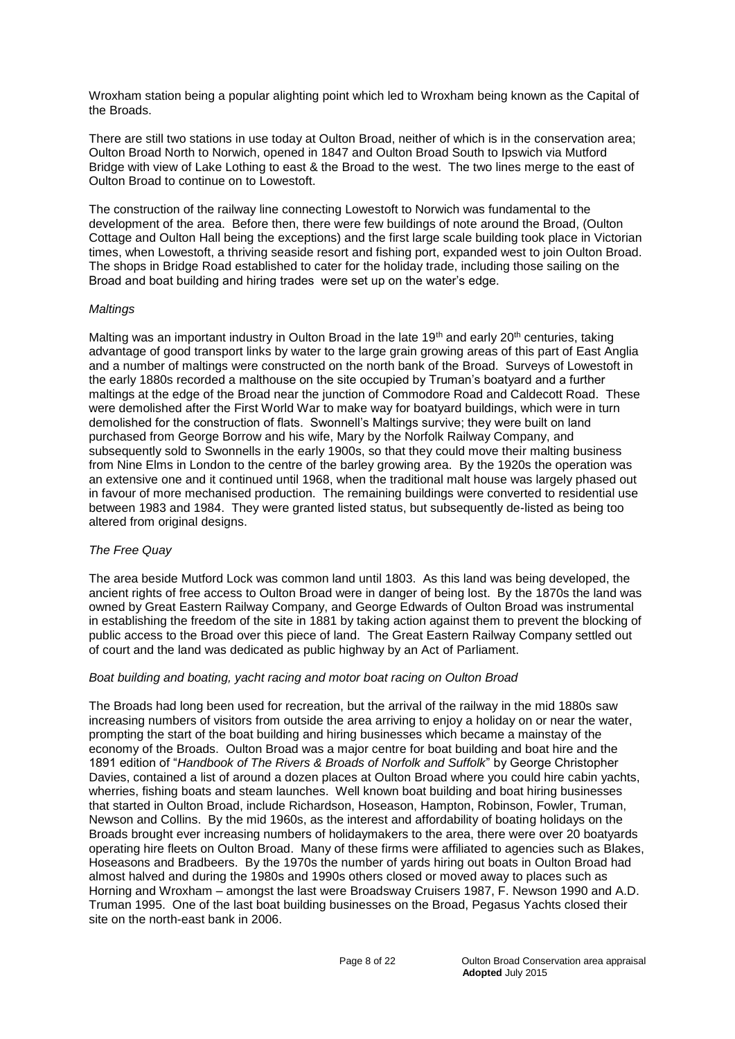Wroxham station being a popular alighting point which led to Wroxham being known as the Capital of the Broads.

There are still two stations in use today at Oulton Broad, neither of which is in the conservation area; Oulton Broad North to Norwich, opened in 1847 and Oulton Broad South to Ipswich via Mutford Bridge with view of Lake Lothing to east & the Broad to the west. The two lines merge to the east of Oulton Broad to continue on to Lowestoft.

The construction of the railway line connecting Lowestoft to Norwich was fundamental to the development of the area. Before then, there were few buildings of note around the Broad, (Oulton Cottage and Oulton Hall being the exceptions) and the first large scale building took place in Victorian times, when Lowestoft, a thriving seaside resort and fishing port, expanded west to join Oulton Broad. The shops in Bridge Road established to cater for the holiday trade, including those sailing on the Broad and boat building and hiring trades were set up on the water's edge.

*Maltings*

Malting was an important industry in Oulton Broad in the late 19th and early 20th centuries, taking advantage of good transport links by water to the large grain growing areas of this part of East Anglia and a number of maltings were constructed on the north bank of the Broad. Surveys of Lowestoft in the early 1880s recorded a malthouse on the site occupied by Truman's boatyard and a further maltings at the edge of the Broad near the junction of Commodore Road and Caldecott Road. These were demolished after the First World War to make way for boatyard buildings, which were in turn demolished for the construction of flats. Swonnell's Maltings survive; they were built on land purchased from George Borrow and his wife, Mary by the Norfolk Railway Company, and subsequently sold to Swonnells in the early 1900s, so that they could move their malting business from Nine Elms in London to the centre of the barley growing area. By the 1920s the operation was an extensive one and it continued until 1968, when the traditional malt house was largely phased out in favour of more mechanised production. The remaining buildings were converted to residential use between 1983 and 1984. They were granted listed status, but subsequently de-listed as being too altered from original designs.

*The Free Quay*

The area beside Mutford Lock was common land until 1803. As this land was being developed, the ancient rights of free access to Oulton Broad were in danger of being lost. By the 1870s the land was owned by Great Eastern Railway Company, and George Edwards of Oulton Broad was instrumental in establishing the freedom of the site in 1881 by taking action against them to prevent the blocking of public access to the Broad over this piece of land. The Great Eastern Railway Company settled out of court and the land was dedicated as public highway by an Act of Parliament.

*Boat building and boating, yacht racing and motor boat racing on Oulton Broad*

The Broads had long been used for recreation, but the arrival of the railway in the mid 1880s saw increasing numbers of visitors from outside the area arriving to enjoy a holiday on or near the water, prompting the start of the boat building and hiring businesses which became a mainstay of the economy of the Broads. Oulton Broad was a major centre for boat building and boat hire and the 1891 edition of "*Handbook of The Rivers & Broads of Norfolk and Suffolk*" by George Christopher Davies, contained a list of around a dozen places at Oulton Broad where you could hire cabin yachts, wherries, fishing boats and steam launches. Well known boat building and boat hiring businesses that started in Oulton Broad, include Richardson, Hoseason, Hampton, Robinson, Fowler, Truman, Newson and Collins. By the mid 1960s, as the interest and affordability of boating holidays on the Broads brought ever increasing numbers of holidaymakers to the area, there were over 20 boatyards operating hire fleets on Oulton Broad. Many of these firms were affiliated to agencies such as Blakes, Hoseasons and Bradbeers. By the 1970s the number of yards hiring out boats in Oulton Broad had almost halved and during the 1980s and 1990s others closed or moved away to places such as Horning and Wroxham – amongst the last were Broadsway Cruisers 1987, F. Newson 1990 and A.D. Truman 1995. One of the last boat building businesses on the Broad, Pegasus Yachts closed their site on the north-east bank in 2006.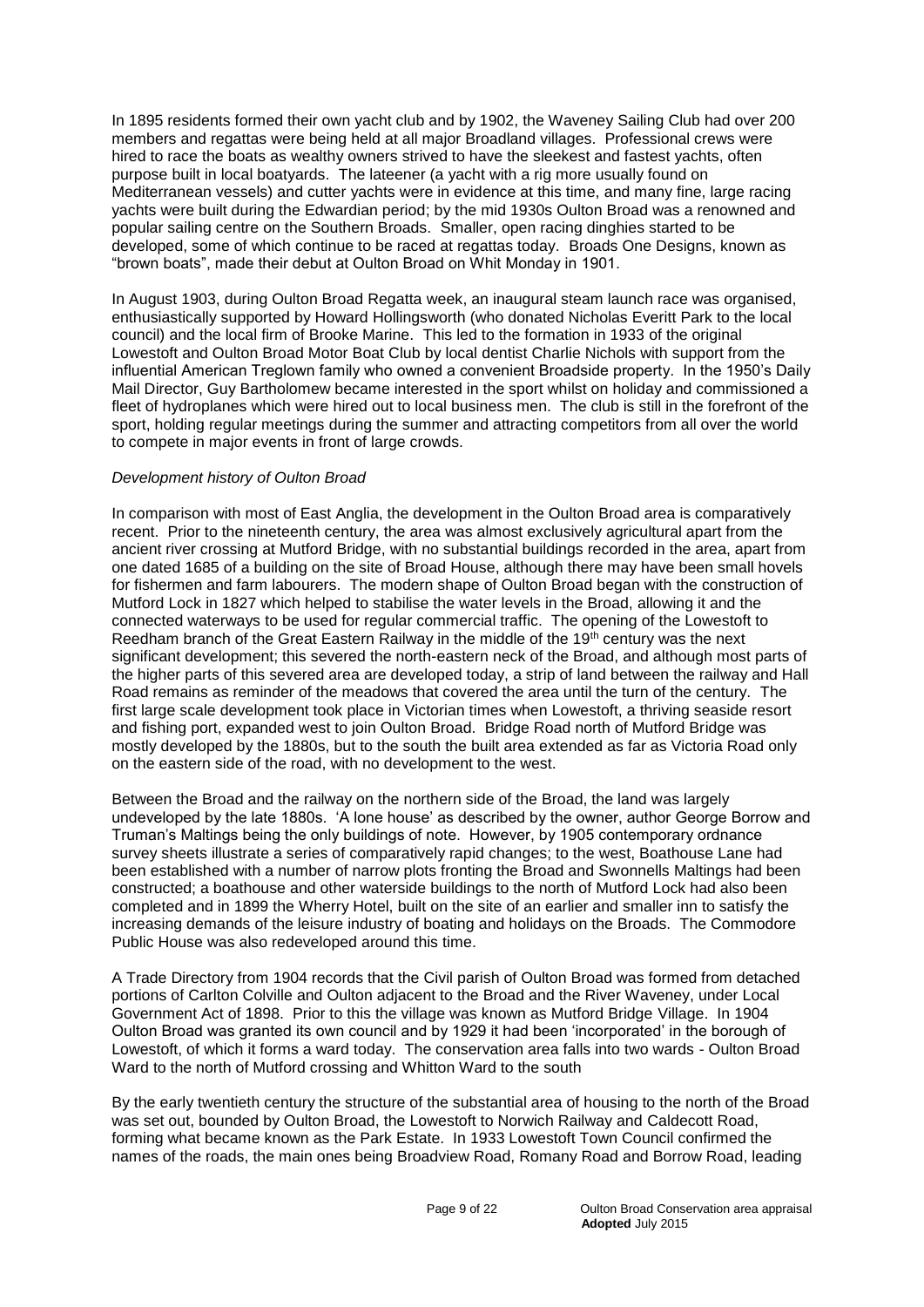In 1895 residents formed their own yacht club and by 1902, the Waveney Sailing Club had over 200 members and regattas were being held at all major Broadland villages. Professional crews were hired to race the boats as wealthy owners strived to have the sleekest and fastest yachts, often purpose built in local boatyards. The lateener (a yacht with a rig more usually found on Mediterranean vessels) and cutter yachts were in evidence at this time, and many fine, large racing yachts were built during the Edwardian period; by the mid 1930s Oulton Broad was a renowned and popular sailing centre on the Southern Broads. Smaller, open racing dinghies started to be developed, some of which continue to be raced at regattas today. Broads One Designs, known as "brown boats", made their debut at Oulton Broad on Whit Monday in 1901.

In August 1903, during Oulton Broad Regatta week, an inaugural steam launch race was organised, enthusiastically supported by Howard Hollingsworth (who donated Nicholas Everitt Park to the local council) and the local firm of Brooke Marine. This led to the formation in 1933 of the original Lowestoft and Oulton Broad Motor Boat Club by local dentist Charlie Nichols with support from the influential American Treglown family who owned a convenient Broadside property. In the 1950's Daily Mail Director, Guy Bartholomew became interested in the sport whilst on holiday and commissioned a fleet of hydroplanes which were hired out to local business men. The club is still in the forefront of the sport, holding regular meetings during the summer and attracting competitors from all over the world to compete in major events in front of large crowds.

*Development history of Oulton Broad*

In comparison with most of East Anglia, the development in the Oulton Broad area is comparatively recent. Prior to the nineteenth century, the area was almost exclusively agricultural apart from the ancient river crossing at Mutford Bridge, with no substantial buildings recorded in the area, apart from one dated 1685 of a building on the site of Broad House, although there may have been small hovels for fishermen and farm labourers. The modern shape of Oulton Broad began with the construction of Mutford Lock in 1827 which helped to stabilise the water levels in the Broad, allowing it and the connected waterways to be used for regular commercial traffic. The opening of the Lowestoft to Reedham branch of the Great Eastern Railway in the middle of the 19th century was the next significant development; this severed the north-eastern neck of the Broad, and although most parts of the higher parts of this severed area are developed today, a strip of land between the railway and Hall Road remains as reminder of the meadows that covered the area until the turn of the century. The first large scale development took place in Victorian times when Lowestoft, a thriving seaside resort and fishing port, expanded west to join Oulton Broad. Bridge Road north of Mutford Bridge was mostly developed by the 1880s, but to the south the built area extended as far as Victoria Road only on the eastern side of the road, with no development to the west.

Between the Broad and the railway on the northern side of the Broad, the land was largely undeveloped by the late 1880s. 'A lone house' as described by the owner, author George Borrow and Truman's Maltings being the only buildings of note. However, by 1905 contemporary ordnance survey sheets illustrate a series of comparatively rapid changes; to the west, Boathouse Lane had been established with a number of narrow plots fronting the Broad and Swonnells Maltings had been constructed; a boathouse and other waterside buildings to the north of Mutford Lock had also been completed and in 1899 the Wherry Hotel, built on the site of an earlier and smaller inn to satisfy the increasing demands of the leisure industry of boating and holidays on the Broads. The Commodore Public House was also redeveloped around this time.

A Trade Directory from 1904 records that the Civil parish of Oulton Broad was formed from detached portions of Carlton Colville and Oulton adjacent to the Broad and the River Waveney, under Local Government Act of 1898. Prior to this the village was known as Mutford Bridge Village. In 1904 Oulton Broad was granted its own council and by 1929 it had been 'incorporated' in the borough of Lowestoft, of which it forms a ward today. The conservation area falls into two wards - Oulton Broad Ward to the north of Mutford crossing and Whitton Ward to the south

By the early twentieth century the structure of the substantial area of housing to the north of the Broad was set out, bounded by Oulton Broad, the Lowestoft to Norwich Railway and Caldecott Road, forming what became known as the Park Estate. In 1933 Lowestoft Town Council confirmed the names of the roads, the main ones being Broadview Road, Romany Road and Borrow Road, leading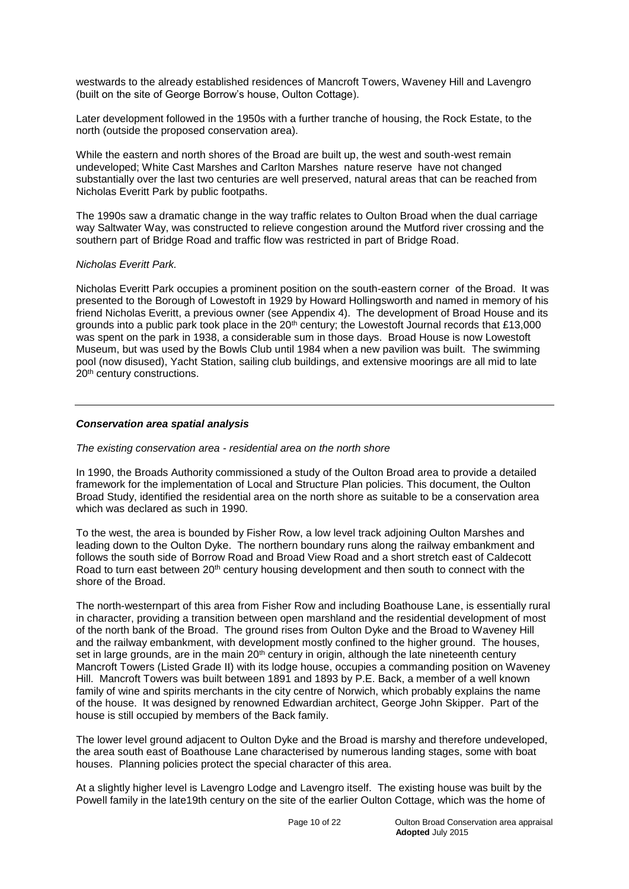westwards to the already established residences of Mancroft Towers, Waveney Hill and Lavengro (built on the site of George Borrow's house, Oulton Cottage).

Later development followed in the 1950s with a further tranche of housing, the Rock Estate, to the north (outside the proposed conservation area).

While the eastern and north shores of the Broad are built up, the west and south-west remain undeveloped; White Cast Marshes and Carlton Marshes nature reserve have not changed substantially over the last two centuries are well preserved, natural areas that can be reached from Nicholas Everitt Park by public footpaths.

The 1990s saw a dramatic change in the way traffic relates to Oulton Broad when the dual carriage way Saltwater Way, was constructed to relieve congestion around the Mutford river crossing and the southern part of Bridge Road and traffic flow was restricted in part of Bridge Road.

*Nicholas Everitt Park.*

Nicholas Everitt Park occupies a prominent position on the south-eastern corner of the Broad. It was presented to the Borough of Lowestoft in 1929 by Howard Hollingsworth and named in memory of his friend Nicholas Everitt, a previous owner (see Appendix 4). The development of Broad House and its grounds into a public park took place in the 20th century; the Lowestoft Journal records that £13,000 was spent on the park in 1938, a considerable sum in those days. Broad House is now Lowestoft Museum, but was used by the Bowls Club until 1984 when a new pavilion was built. The swimming pool (now disused), Yacht Station, sailing club buildings, and extensive moorings are all mid to late 20th century constructions.

---

### ***Conservation area spatial analysis***

*The existing conservation area - residential area on the north shore*

In 1990, the Broads Authority commissioned a study of the Oulton Broad area to provide a detailed framework for the implementation of Local and Structure Plan policies. This document, the Oulton Broad Study, identified the residential area on the north shore as suitable to be a conservation area which was declared as such in 1990.

To the west, the area is bounded by Fisher Row, a low level track adjoining Oulton Marshes and leading down to the Oulton Dyke. The northern boundary runs along the railway embankment and follows the south side of Borrow Road and Broad View Road and a short stretch east of Caldecott Road to turn east between 20th century housing development and then south to connect with the shore of the Broad.

The north-westernpart of this area from Fisher Row and including Boathouse Lane, is essentially rural in character, providing a transition between open marshland and the residential development of most of the north bank of the Broad. The ground rises from Oulton Dyke and the Broad to Waveney Hill and the railway embankment, with development mostly confined to the higher ground. The houses, set in large grounds, are in the main 20th century in origin, although the late nineteenth century Mancroft Towers (Listed Grade II) with its lodge house, occupies a commanding position on Waveney Hill. Mancroft Towers was built between 1891 and 1893 by P.E. Back, a member of a well known family of wine and spirits merchants in the city centre of Norwich, which probably explains the name of the house. It was designed by renowned Edwardian architect, George John Skipper. Part of the house is still occupied by members of the Back family.

The lower level ground adjacent to Oulton Dyke and the Broad is marshy and therefore undeveloped, the area south east of Boathouse Lane characterised by numerous landing stages, some with boat houses. Planning policies protect the special character of this area.

At a slightly higher level is Lavengro Lodge and Lavengro itself. The existing house was built by the Powell family in the late19th century on the site of the earlier Oulton Cottage, which was the home of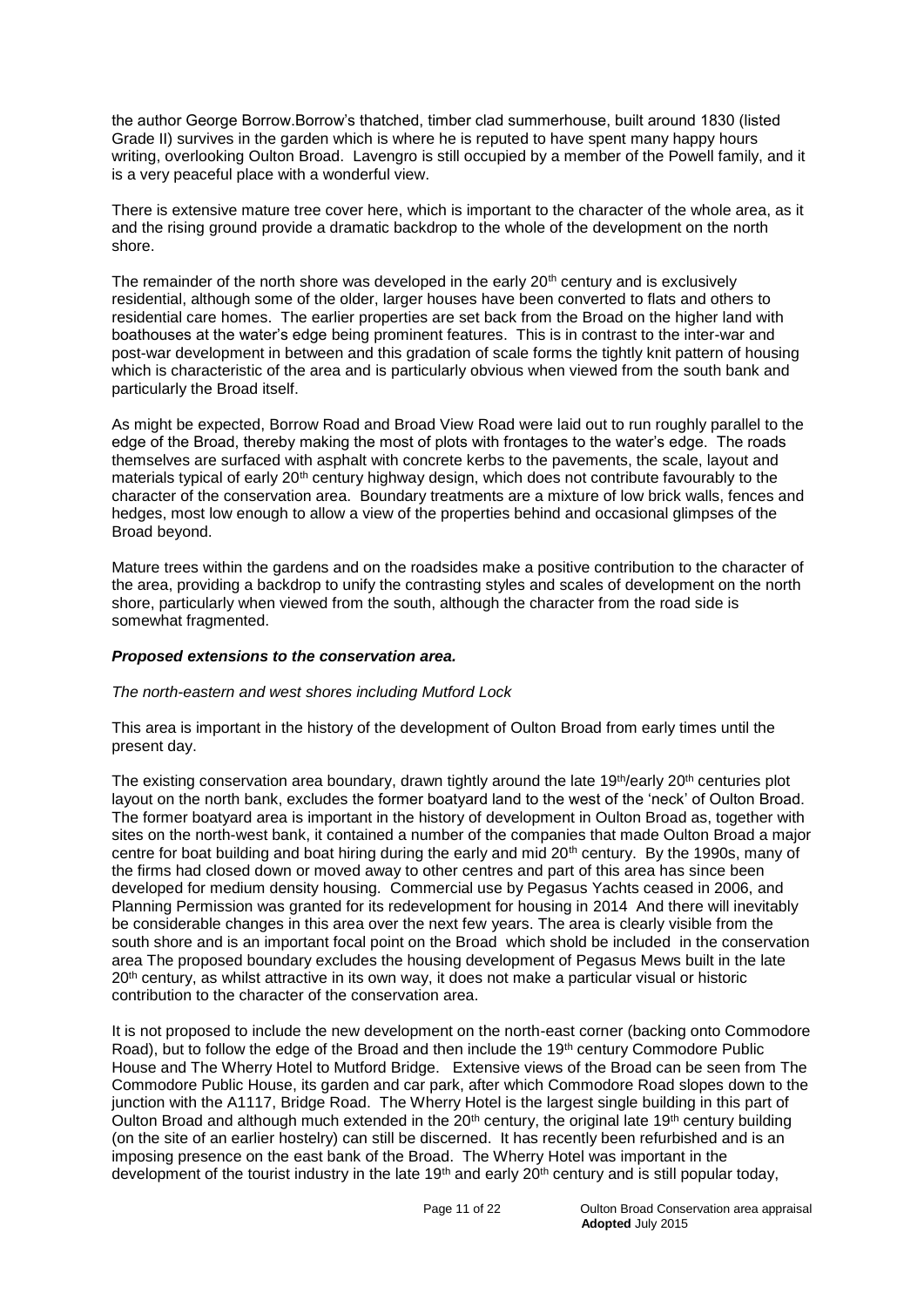the author George Borrow.Borrow's thatched, timber clad summerhouse, built around 1830 (listed Grade II) survives in the garden which is where he is reputed to have spent many happy hours writing, overlooking Oulton Broad. Lavengro is still occupied by a member of the Powell family, and it is a very peaceful place with a wonderful view.

There is extensive mature tree cover here, which is important to the character of the whole area, as it and the rising ground provide a dramatic backdrop to the whole of the development on the north shore.

The remainder of the north shore was developed in the early 20th century and is exclusively residential, although some of the older, larger houses have been converted to flats and others to residential care homes. The earlier properties are set back from the Broad on the higher land with boathouses at the water's edge being prominent features. This is in contrast to the inter-war and post-war development in between and this gradation of scale forms the tightly knit pattern of housing which is characteristic of the area and is particularly obvious when viewed from the south bank and particularly the Broad itself.

As might be expected, Borrow Road and Broad View Road were laid out to run roughly parallel to the edge of the Broad, thereby making the most of plots with frontages to the water's edge. The roads themselves are surfaced with asphalt with concrete kerbs to the pavements, the scale, layout and materials typical of early 20th century highway design, which does not contribute favourably to the character of the conservation area. Boundary treatments are a mixture of low brick walls, fences and hedges, most low enough to allow a view of the properties behind and occasional glimpses of the Broad beyond.

Mature trees within the gardens and on the roadsides make a positive contribution to the character of the area, providing a backdrop to unify the contrasting styles and scales of development on the north shore, particularly when viewed from the south, although the character from the road side is somewhat fragmented.

***Proposed extensions to the conservation area.***

*The north-eastern and west shores including Mutford Lock*

This area is important in the history of the development of Oulton Broad from early times until the present day.

The existing conservation area boundary, drawn tightly around the late 19th/early 20th centuries plot layout on the north bank, excludes the former boatyard land to the west of the 'neck' of Oulton Broad. The former boatyard area is important in the history of development in Oulton Broad as, together with sites on the north-west bank, it contained a number of the companies that made Oulton Broad a major centre for boat building and boat hiring during the early and mid 20th century. By the 1990s, many of the firms had closed down or moved away to other centres and part of this area has since been developed for medium density housing. Commercial use by Pegasus Yachts ceased in 2006, and Planning Permission was granted for its redevelopment for housing in 2014 And there will inevitably be considerable changes in this area over the next few years. The area is clearly visible from the south shore and is an important focal point on the Broad which shold be included in the conservation area The proposed boundary excludes the housing development of Pegasus Mews built in the late 20th century, as whilst attractive in its own way, it does not make a particular visual or historic contribution to the character of the conservation area.

It is not proposed to include the new development on the north-east corner (backing onto Commodore Road), but to follow the edge of the Broad and then include the 19th century Commodore Public House and The Wherry Hotel to Mutford Bridge. Extensive views of the Broad can be seen from The Commodore Public House, its garden and car park, after which Commodore Road slopes down to the junction with the A1117, Bridge Road. The Wherry Hotel is the largest single building in this part of Oulton Broad and although much extended in the 20th century, the original late 19th century building (on the site of an earlier hostelry) can still be discerned. It has recently been refurbished and is an imposing presence on the east bank of the Broad. The Wherry Hotel was important in the development of the tourist industry in the late 19th and early 20th century and is still popular today,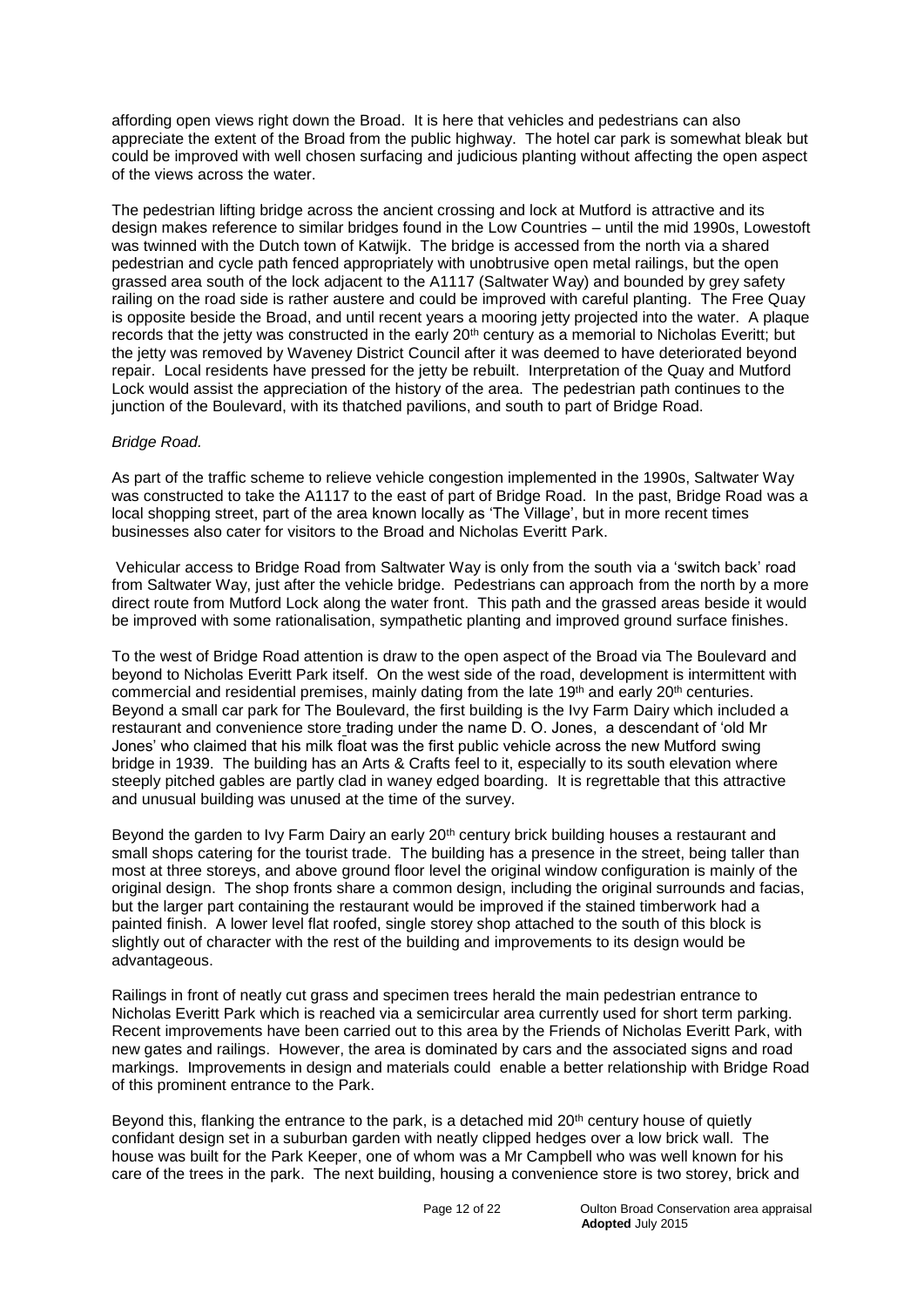affording open views right down the Broad. It is here that vehicles and pedestrians can also appreciate the extent of the Broad from the public highway. The hotel car park is somewhat bleak but could be improved with well chosen surfacing and judicious planting without affecting the open aspect of the views across the water.

The pedestrian lifting bridge across the ancient crossing and lock at Mutford is attractive and its design makes reference to similar bridges found in the Low Countries – until the mid 1990s, Lowestoft was twinned with the Dutch town of Katwijk. The bridge is accessed from the north via a shared pedestrian and cycle path fenced appropriately with unobtrusive open metal railings, but the open grassed area south of the lock adjacent to the A1117 (Saltwater Way) and bounded by grey safety railing on the road side is rather austere and could be improved with careful planting. The Free Quay is opposite beside the Broad, and until recent years a mooring jetty projected into the water. A plaque records that the jetty was constructed in the early 20th century as a memorial to Nicholas Everitt; but the jetty was removed by Waveney District Council after it was deemed to have deteriorated beyond repair. Local residents have pressed for the jetty be rebuilt. Interpretation of the Quay and Mutford Lock would assist the appreciation of the history of the area. The pedestrian path continues to the junction of the Boulevard, with its thatched pavilions, and south to part of Bridge Road.

*Bridge Road.*

As part of the traffic scheme to relieve vehicle congestion implemented in the 1990s, Saltwater Way was constructed to take the A1117 to the east of part of Bridge Road. In the past, Bridge Road was a local shopping street, part of the area known locally as 'The Village', but in more recent times businesses also cater for visitors to the Broad and Nicholas Everitt Park.

Vehicular access to Bridge Road from Saltwater Way is only from the south via a 'switch back' road from Saltwater Way, just after the vehicle bridge. Pedestrians can approach from the north by a more direct route from Mutford Lock along the water front. This path and the grassed areas beside it would be improved with some rationalisation, sympathetic planting and improved ground surface finishes.

To the west of Bridge Road attention is draw to the open aspect of the Broad via The Boulevard and beyond to Nicholas Everitt Park itself. On the west side of the road, development is intermittent with commercial and residential premises, mainly dating from the late 19th and early 20th centuries. Beyond a small car park for The Boulevard, the first building is the Ivy Farm Dairy which included a restaurant and convenience store trading under the name D. O. Jones, a descendant of 'old Mr Jones' who claimed that his milk float was the first public vehicle across the new Mutford swing bridge in 1939. The building has an Arts & Crafts feel to it, especially to its south elevation where steeply pitched gables are partly clad in waney edged boarding. It is regrettable that this attractive and unusual building was unused at the time of the survey.

Beyond the garden to Ivy Farm Dairy an early 20th century brick building houses a restaurant and small shops catering for the tourist trade. The building has a presence in the street, being taller than most at three storeys, and above ground floor level the original window configuration is mainly of the original design. The shop fronts share a common design, including the original surrounds and facias, but the larger part containing the restaurant would be improved if the stained timberwork had a painted finish. A lower level flat roofed, single storey shop attached to the south of this block is slightly out of character with the rest of the building and improvements to its design would be advantageous.

Railings in front of neatly cut grass and specimen trees herald the main pedestrian entrance to Nicholas Everitt Park which is reached via a semicircular area currently used for short term parking. Recent improvements have been carried out to this area by the Friends of Nicholas Everitt Park, with new gates and railings. However, the area is dominated by cars and the associated signs and road markings. Improvements in design and materials could enable a better relationship with Bridge Road of this prominent entrance to the Park.

Beyond this, flanking the entrance to the park, is a detached mid 20th century house of quietly confidant design set in a suburban garden with neatly clipped hedges over a low brick wall. The house was built for the Park Keeper, one of whom was a Mr Campbell who was well known for his care of the trees in the park. The next building, housing a convenience store is two storey, brick and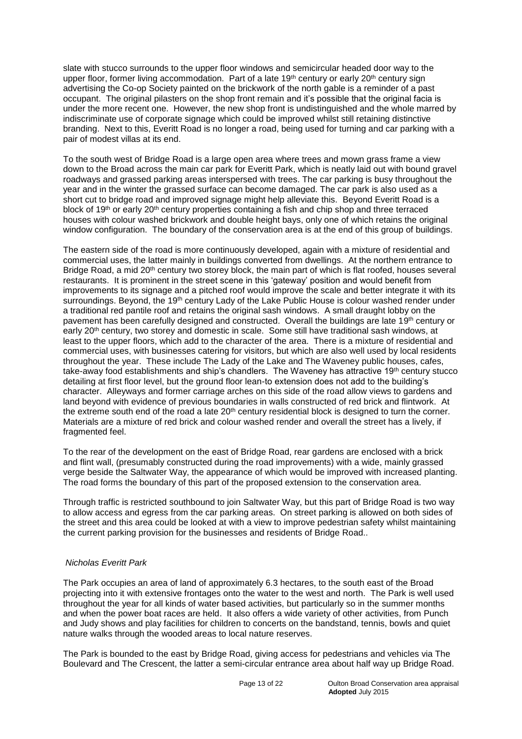slate with stucco surrounds to the upper floor windows and semicircular headed door way to the upper floor, former living accommodation. Part of a late 19th century or early 20th century sign advertising the Co-op Society painted on the brickwork of the north gable is a reminder of a past occupant. The original pilasters on the shop front remain and it's possible that the original facia is under the more recent one. However, the new shop front is undistinguished and the whole marred by indiscriminate use of corporate signage which could be improved whilst still retaining distinctive branding. Next to this, Everitt Road is no longer a road, being used for turning and car parking with a pair of modest villas at its end.

To the south west of Bridge Road is a large open area where trees and mown grass frame a view down to the Broad across the main car park for Everitt Park, which is neatly laid out with bound gravel roadways and grassed parking areas interspersed with trees. The car parking is busy throughout the year and in the winter the grassed surface can become damaged. The car park is also used as a short cut to bridge road and improved signage might help alleviate this. Beyond Everitt Road is a block of 19th or early 20th century properties containing a fish and chip shop and three terraced houses with colour washed brickwork and double height bays, only one of which retains the original window configuration. The boundary of the conservation area is at the end of this group of buildings.

The eastern side of the road is more continuously developed, again with a mixture of residential and commercial uses, the latter mainly in buildings converted from dwellings. At the northern entrance to Bridge Road, a mid 20th century two storey block, the main part of which is flat roofed, houses several restaurants. It is prominent in the street scene in this 'gateway' position and would benefit from improvements to its signage and a pitched roof would improve the scale and better integrate it with its surroundings. Beyond, the 19th century Lady of the Lake Public House is colour washed render under a traditional red pantile roof and retains the original sash windows. A small draught lobby on the pavement has been carefully designed and constructed. Overall the buildings are late 19th century or early 20th century, two storey and domestic in scale. Some still have traditional sash windows, at least to the upper floors, which add to the character of the area. There is a mixture of residential and commercial uses, with businesses catering for visitors, but which are also well used by local residents throughout the year. These include The Lady of the Lake and The Waveney public houses, cafes, take-away food establishments and ship's chandlers. The Waveney has attractive 19th century stucco detailing at first floor level, but the ground floor lean-to extension does not add to the building's character. Alleyways and former carriage arches on this side of the road allow views to gardens and land beyond with evidence of previous boundaries in walls constructed of red brick and flintwork. At the extreme south end of the road a late 20th century residential block is designed to turn the corner. Materials are a mixture of red brick and colour washed render and overall the street has a lively, if fragmented feel.

To the rear of the development on the east of Bridge Road, rear gardens are enclosed with a brick and flint wall, (presumably constructed during the road improvements) with a wide, mainly grassed verge beside the Saltwater Way, the appearance of which would be improved with increased planting. The road forms the boundary of this part of the proposed extension to the conservation area.

Through traffic is restricted southbound to join Saltwater Way, but this part of Bridge Road is two way to allow access and egress from the car parking areas. On street parking is allowed on both sides of the street and this area could be looked at with a view to improve pedestrian safety whilst maintaining the current parking provision for the businesses and residents of Bridge Road..

*Nicholas Everitt Park*

The Park occupies an area of land of approximately 6.3 hectares, to the south east of the Broad projecting into it with extensive frontages onto the water to the west and north. The Park is well used throughout the year for all kinds of water based activities, but particularly so in the summer months and when the power boat races are held. It also offers a wide variety of other activities, from Punch and Judy shows and play facilities for children to concerts on the bandstand, tennis, bowls and quiet nature walks through the wooded areas to local nature reserves.

The Park is bounded to the east by Bridge Road, giving access for pedestrians and vehicles via The Boulevard and The Crescent, the latter a semi-circular entrance area about half way up Bridge Road.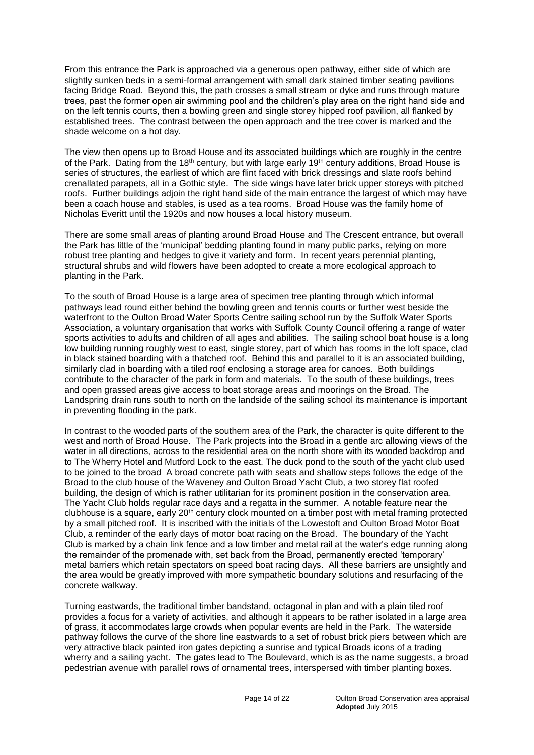From this entrance the Park is approached via a generous open pathway, either side of which are slightly sunken beds in a semi-formal arrangement with small dark stained timber seating pavilions facing Bridge Road. Beyond this, the path crosses a small stream or dyke and runs through mature trees, past the former open air swimming pool and the children's play area on the right hand side and on the left tennis courts, then a bowling green and single storey hipped roof pavilion, all flanked by established trees. The contrast between the open approach and the tree cover is marked and the shade welcome on a hot day.

The view then opens up to Broad House and its associated buildings which are roughly in the centre of the Park. Dating from the 18th century, but with large early 19th century additions, Broad House is series of structures, the earliest of which are flint faced with brick dressings and slate roofs behind crenallated parapets, all in a Gothic style. The side wings have later brick upper storeys with pitched roofs. Further buildings adjoin the right hand side of the main entrance the largest of which may have been a coach house and stables, is used as a tea rooms. Broad House was the family home of Nicholas Everitt until the 1920s and now houses a local history museum.

There are some small areas of planting around Broad House and The Crescent entrance, but overall the Park has little of the 'municipal' bedding planting found in many public parks, relying on more robust tree planting and hedges to give it variety and form. In recent years perennial planting, structural shrubs and wild flowers have been adopted to create a more ecological approach to planting in the Park.

To the south of Broad House is a large area of specimen tree planting through which informal pathways lead round either behind the bowling green and tennis courts or further west beside the waterfront to the Oulton Broad Water Sports Centre sailing school run by the Suffolk Water Sports Association, a voluntary organisation that works with Suffolk County Council offering a range of water sports activities to adults and children of all ages and abilities. The sailing school boat house is a long low building running roughly west to east, single storey, part of which has rooms in the loft space, clad in black stained boarding with a thatched roof. Behind this and parallel to it is an associated building, similarly clad in boarding with a tiled roof enclosing a storage area for canoes. Both buildings contribute to the character of the park in form and materials. To the south of these buildings, trees and open grassed areas give access to boat storage areas and moorings on the Broad. The Landspring drain runs south to north on the landside of the sailing school its maintenance is important in preventing flooding in the park.

In contrast to the wooded parts of the southern area of the Park, the character is quite different to the west and north of Broad House. The Park projects into the Broad in a gentle arc allowing views of the water in all directions, across to the residential area on the north shore with its wooded backdrop and to The Wherry Hotel and Mutford Lock to the east. The duck pond to the south of the yacht club used to be joined to the broad A broad concrete path with seats and shallow steps follows the edge of the Broad to the club house of the Waveney and Oulton Broad Yacht Club, a two storey flat roofed building, the design of which is rather utilitarian for its prominent position in the conservation area. The Yacht Club holds regular race days and a regatta in the summer. A notable feature near the clubhouse is a square, early 20th century clock mounted on a timber post with metal framing protected by a small pitched roof. It is inscribed with the initials of the Lowestoft and Oulton Broad Motor Boat Club, a reminder of the early days of motor boat racing on the Broad. The boundary of the Yacht Club is marked by a chain link fence and a low timber and metal rail at the water's edge running along the remainder of the promenade with, set back from the Broad, permanently erected 'temporary' metal barriers which retain spectators on speed boat racing days. All these barriers are unsightly and the area would be greatly improved with more sympathetic boundary solutions and resurfacing of the concrete walkway.

Turning eastwards, the traditional timber bandstand, octagonal in plan and with a plain tiled roof provides a focus for a variety of activities, and although it appears to be rather isolated in a large area of grass, it accommodates large crowds when popular events are held in the Park. The waterside pathway follows the curve of the shore line eastwards to a set of robust brick piers between which are very attractive black painted iron gates depicting a sunrise and typical Broads icons of a trading wherry and a sailing yacht. The gates lead to The Boulevard, which is as the name suggests, a broad pedestrian avenue with parallel rows of ornamental trees, interspersed with timber planting boxes.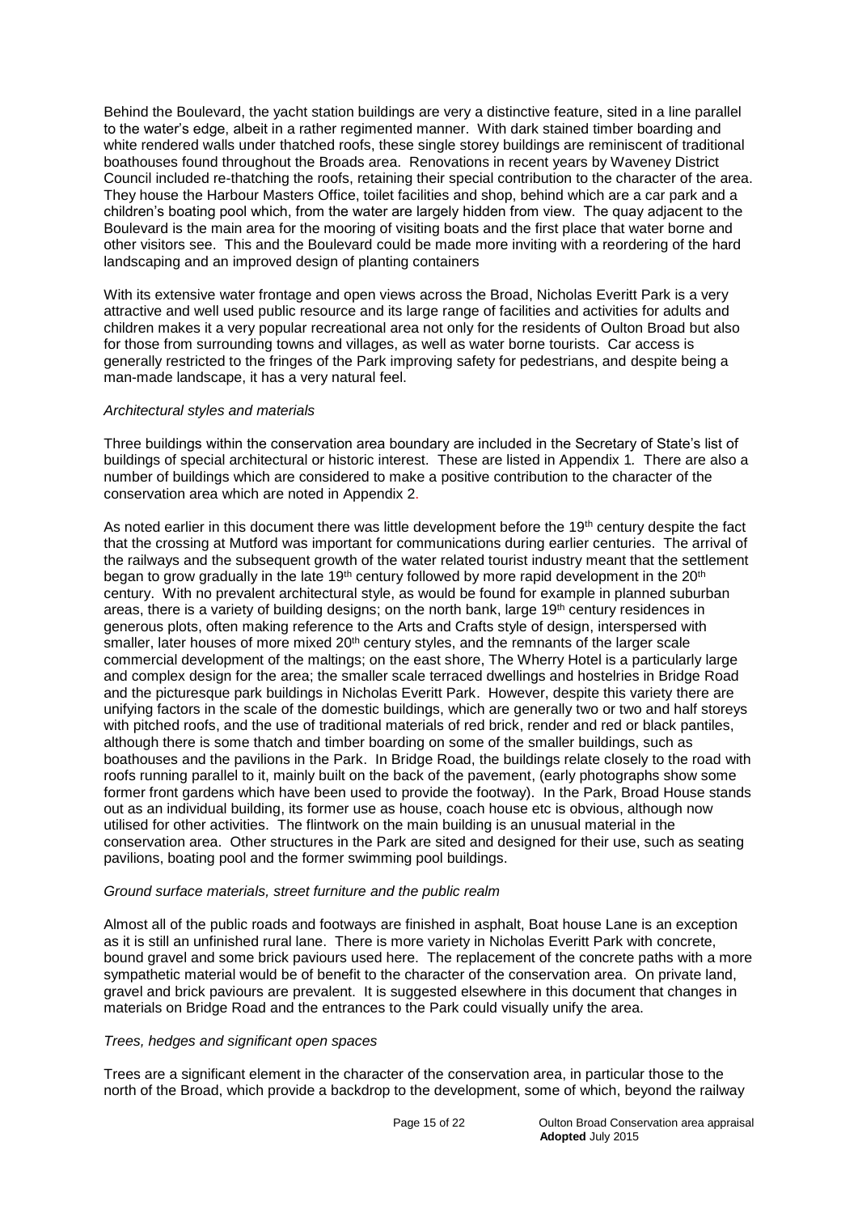Behind the Boulevard, the yacht station buildings are very a distinctive feature, sited in a line parallel to the water's edge, albeit in a rather regimented manner. With dark stained timber boarding and white rendered walls under thatched roofs, these single storey buildings are reminiscent of traditional boathouses found throughout the Broads area. Renovations in recent years by Waveney District Council included re-thatching the roofs, retaining their special contribution to the character of the area. They house the Harbour Masters Office, toilet facilities and shop, behind which are a car park and a children's boating pool which, from the water are largely hidden from view. The quay adjacent to the Boulevard is the main area for the mooring of visiting boats and the first place that water borne and other visitors see. This and the Boulevard could be made more inviting with a reordering of the hard landscaping and an improved design of planting containers

With its extensive water frontage and open views across the Broad, Nicholas Everitt Park is a very attractive and well used public resource and its large range of facilities and activities for adults and children makes it a very popular recreational area not only for the residents of Oulton Broad but also for those from surrounding towns and villages, as well as water borne tourists. Car access is generally restricted to the fringes of the Park improving safety for pedestrians, and despite being a man-made landscape, it has a very natural feel.

*Architectural styles and materials*

Three buildings within the conservation area boundary are included in the Secretary of State's list of buildings of special architectural or historic interest. These are listed in Appendix 1. There are also a number of buildings which are considered to make a positive contribution to the character of the conservation area which are noted in Appendix 2.

As noted earlier in this document there was little development before the 19th century despite the fact that the crossing at Mutford was important for communications during earlier centuries. The arrival of the railways and the subsequent growth of the water related tourist industry meant that the settlement began to grow gradually in the late 19th century followed by more rapid development in the 20th century. With no prevalent architectural style, as would be found for example in planned suburban areas, there is a variety of building designs; on the north bank, large 19th century residences in generous plots, often making reference to the Arts and Crafts style of design, interspersed with smaller, later houses of more mixed 20th century styles, and the remnants of the larger scale commercial development of the maltings; on the east shore, The Wherry Hotel is a particularly large and complex design for the area; the smaller scale terraced dwellings and hostelries in Bridge Road and the picturesque park buildings in Nicholas Everitt Park. However, despite this variety there are unifying factors in the scale of the domestic buildings, which are generally two or two and half storeys with pitched roofs, and the use of traditional materials of red brick, render and red or black pantiles, although there is some thatch and timber boarding on some of the smaller buildings, such as boathouses and the pavilions in the Park. In Bridge Road, the buildings relate closely to the road with roofs running parallel to it, mainly built on the back of the pavement, (early photographs show some former front gardens which have been used to provide the footway). In the Park, Broad House stands out as an individual building, its former use as house, coach house etc is obvious, although now utilised for other activities. The flintwork on the main building is an unusual material in the conservation area. Other structures in the Park are sited and designed for their use, such as seating pavilions, boating pool and the former swimming pool buildings.

*Ground surface materials, street furniture and the public realm*

Almost all of the public roads and footways are finished in asphalt, Boat house Lane is an exception as it is still an unfinished rural lane. There is more variety in Nicholas Everitt Park with concrete, bound gravel and some brick paviours used here. The replacement of the concrete paths with a more sympathetic material would be of benefit to the character of the conservation area. On private land, gravel and brick paviours are prevalent. It is suggested elsewhere in this document that changes in materials on Bridge Road and the entrances to the Park could visually unify the area.

*Trees, hedges and significant open spaces*

Trees are a significant element in the character of the conservation area, in particular those to the north of the Broad, which provide a backdrop to the development, some of which, beyond the railway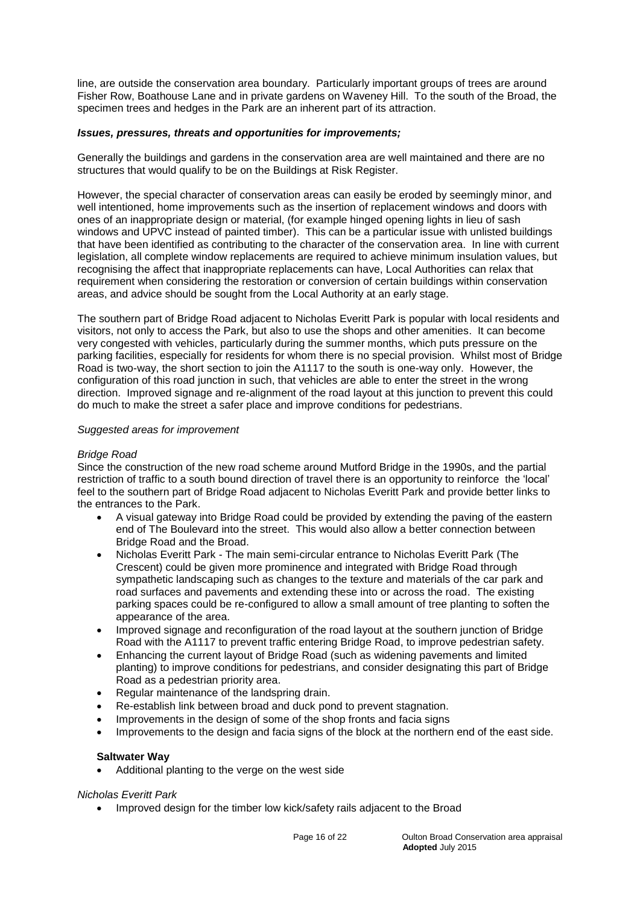line, are outside the conservation area boundary. Particularly important groups of trees are around Fisher Row, Boathouse Lane and in private gardens on Waveney Hill. To the south of the Broad, the specimen trees and hedges in the Park are an inherent part of its attraction.

***Issues, pressures, threats and opportunities for improvements;***

Generally the buildings and gardens in the conservation area are well maintained and there are no structures that would qualify to be on the Buildings at Risk Register.

However, the special character of conservation areas can easily be eroded by seemingly minor, and well intentioned, home improvements such as the insertion of replacement windows and doors with ones of an inappropriate design or material, (for example hinged opening lights in lieu of sash windows and UPVC instead of painted timber). This can be a particular issue with unlisted buildings that have been identified as contributing to the character of the conservation area. In line with current legislation, all complete window replacements are required to achieve minimum insulation values, but recognising the affect that inappropriate replacements can have, Local Authorities can relax that requirement when considering the restoration or conversion of certain buildings within conservation areas, and advice should be sought from the Local Authority at an early stage.

The southern part of Bridge Road adjacent to Nicholas Everitt Park is popular with local residents and visitors, not only to access the Park, but also to use the shops and other amenities. It can become very congested with vehicles, particularly during the summer months, which puts pressure on the parking facilities, especially for residents for whom there is no special provision. Whilst most of Bridge Road is two-way, the short section to join the A1117 to the south is one-way only. However, the configuration of this road junction in such, that vehicles are able to enter the street in the wrong direction. Improved signage and re-alignment of the road layout at this junction to prevent this could do much to make the street a safer place and improve conditions for pedestrians.

*Suggested areas for improvement*

*Bridge Road*

Since the construction of the new road scheme around Mutford Bridge in the 1990s, and the partial restriction of traffic to a south bound direction of travel there is an opportunity to reinforce the 'local' feel to the southern part of Bridge Road adjacent to Nicholas Everitt Park and provide better links to the entrances to the Park.

- A visual gateway into Bridge Road could be provided by extending the paving of the eastern end of The Boulevard into the street. This would also allow a better connection between Bridge Road and the Broad.
- Nicholas Everitt Park - The main semi-circular entrance to Nicholas Everitt Park (The Crescent) could be given more prominence and integrated with Bridge Road through sympathetic landscaping such as changes to the texture and materials of the car park and road surfaces and pavements and extending these into or across the road. The existing parking spaces could be re-configured to allow a small amount of tree planting to soften the appearance of the area.
- Improved signage and reconfiguration of the road layout at the southern junction of Bridge Road with the A1117 to prevent traffic entering Bridge Road, to improve pedestrian safety.
- Enhancing the current layout of Bridge Road (such as widening pavements and limited planting) to improve conditions for pedestrians, and consider designating this part of Bridge Road as a pedestrian priority area.
- Regular maintenance of the landspring drain.
- Re-establish link between broad and duck pond to prevent stagnation.
- Improvements in the design of some of the shop fronts and facia signs
- Improvements to the design and facia signs of the block at the northern end of the east side.

**Saltwater Way**

- Additional planting to the verge on the west side

*Nicholas Everitt Park*

- Improved design for the timber low kick/safety rails adjacent to the Broad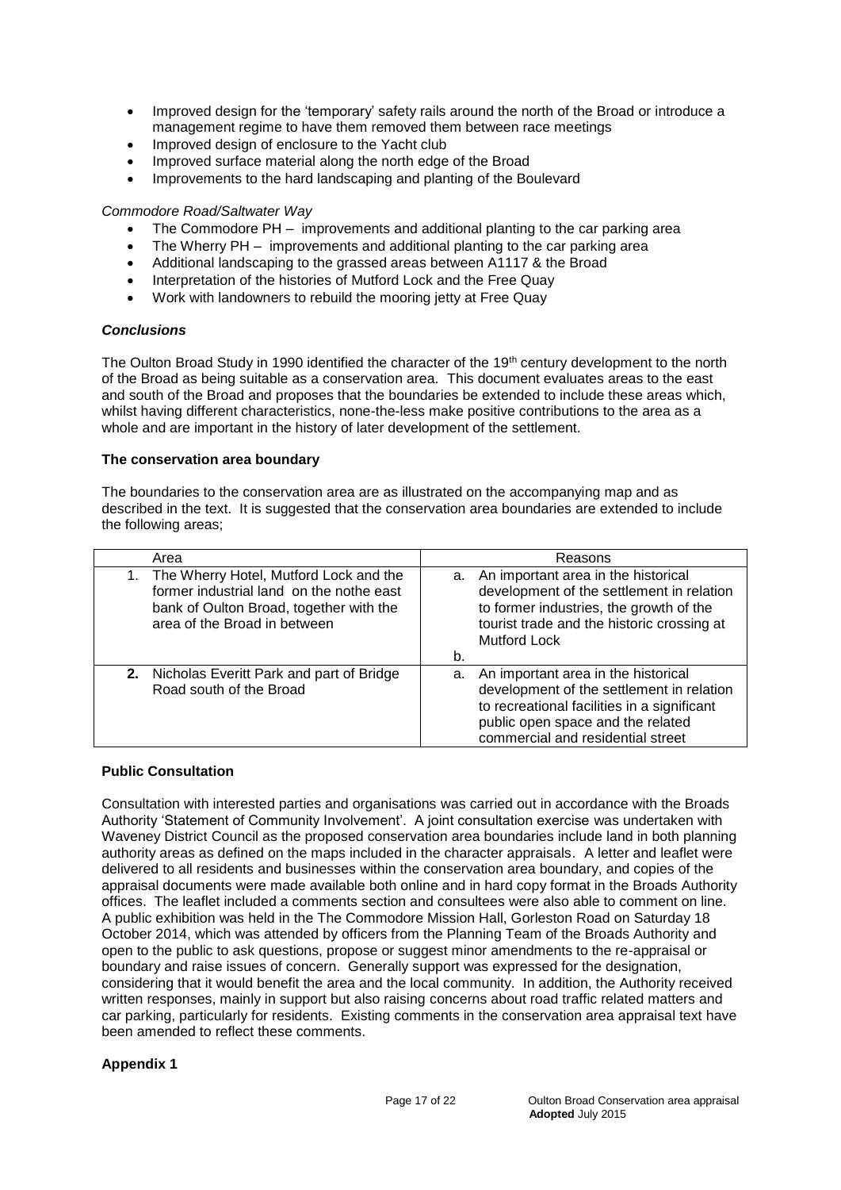- Improved design for the 'temporary' safety rails around the north of the Broad or introduce a management regime to have them removed them between race meetings
- Improved design of enclosure to the Yacht club
- Improved surface material along the north edge of the Broad
- Improvements to the hard landscaping and planting of the Boulevard

*Commodore Road/Saltwater Way*

- The Commodore PH – improvements and additional planting to the car parking area
- The Wherry PH – improvements and additional planting to the car parking area
- Additional landscaping to the grassed areas between A1117 & the Broad
- Interpretation of the histories of Mutford Lock and the Free Quay
- Work with landowners to rebuild the mooring jetty at Free Quay

***Conclusions***

The Oulton Broad Study in 1990 identified the character of the 19th century development to the north of the Broad as being suitable as a conservation area. This document evaluates areas to the east and south of the Broad and proposes that the boundaries be extended to include these areas which, whilst having different characteristics, none-the-less make positive contributions to the area as a whole and are important in the history of later development of the settlement.

**The conservation area boundary**

The boundaries to the conservation area are as illustrated on the accompanying map and as described in the text. It is suggested that the conservation area boundaries are extended to include the following areas;

| Area | Reasons |
|---|---|
| 1. The Wherry Hotel, Mutford Lock and the former industrial land on the nothe east bank of Oulton Broad, together with the area of the Broad in between | a. An important area in the historical development of the settlement in relation to former industries, the growth of the tourist trade and the historic crossing at Mutford Lock<br>b. |
| **2.** Nicholas Everitt Park and part of Bridge Road south of the Broad | a. An important area in the historical development of the settlement in relation to recreational facilities in a significant public open space and the related commercial and residential street |

**Public Consultation**

Consultation with interested parties and organisations was carried out in accordance with the Broads Authority 'Statement of Community Involvement'. A joint consultation exercise was undertaken with Waveney District Council as the proposed conservation area boundaries include land in both planning authority areas as defined on the maps included in the character appraisals. A letter and leaflet were delivered to all residents and businesses within the conservation area boundary, and copies of the appraisal documents were made available both online and in hard copy format in the Broads Authority offices. The leaflet included a comments section and consultees were also able to comment on line. A public exhibition was held in the The Commodore Mission Hall, Gorleston Road on Saturday 18 October 2014, which was attended by officers from the Planning Team of the Broads Authority and open to the public to ask questions, propose or suggest minor amendments to the re-appraisal or boundary and raise issues of concern. Generally support was expressed for the designation, considering that it would benefit the area and the local community. In addition, the Authority received written responses, mainly in support but also raising concerns about road traffic related matters and car parking, particularly for residents. Existing comments in the conservation area appraisal text have been amended to reflect these comments.

**Appendix 1**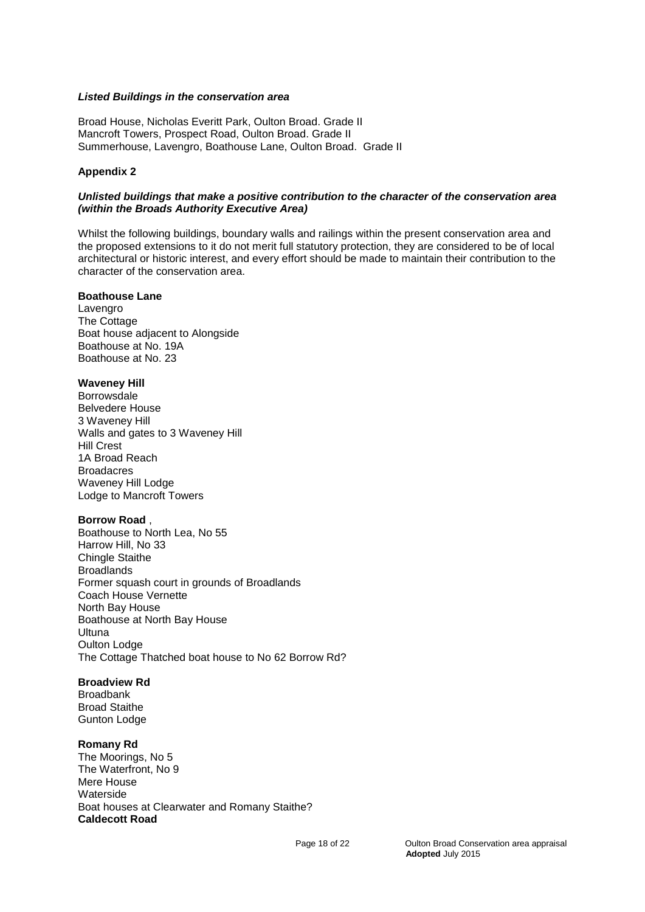***Listed Buildings in the conservation area***

Broad House, Nicholas Everitt Park, Oulton Broad. Grade II
Mancroft Towers, Prospect Road, Oulton Broad. Grade II
Summerhouse, Lavengro, Boathouse Lane, Oulton Broad. Grade II

## Appendix 2

***Unlisted buildings that make a positive contribution to the character of the conservation area (within the Broads Authority Executive Area)***

Whilst the following buildings, boundary walls and railings within the present conservation area and the proposed extensions to it do not merit full statutory protection, they are considered to be of local architectural or historic interest, and every effort should be made to maintain their contribution to the character of the conservation area.

**Boathouse Lane**
Lavengro
The Cottage
Boat house adjacent to Alongside
Boathouse at No. 19A
Boathouse at No. 23

**Waveney Hill**
Borrowsdale
Belvedere House
3 Waveney Hill
Walls and gates to 3 Waveney Hill
Hill Crest
1A Broad Reach
Broadacres
Waveney Hill Lodge
Lodge to Mancroft Towers

**Borrow Road** ,
Boathouse to North Lea, No 55
Harrow Hill, No 33
Chingle Staithe
Broadlands
Former squash court in grounds of Broadlands
Coach House Vernette
North Bay House
Boathouse at North Bay House
Ultuna
Oulton Lodge
The Cottage Thatched boat house to No 62 Borrow Rd?

**Broadview Rd**
Broadbank
Broad Staithe
Gunton Lodge

**Romany Rd**
The Moorings, No 5
The Waterfront, No 9
Mere House
Waterside
Boat houses at Clearwater and Romany Staithe?

**Caldecott Road**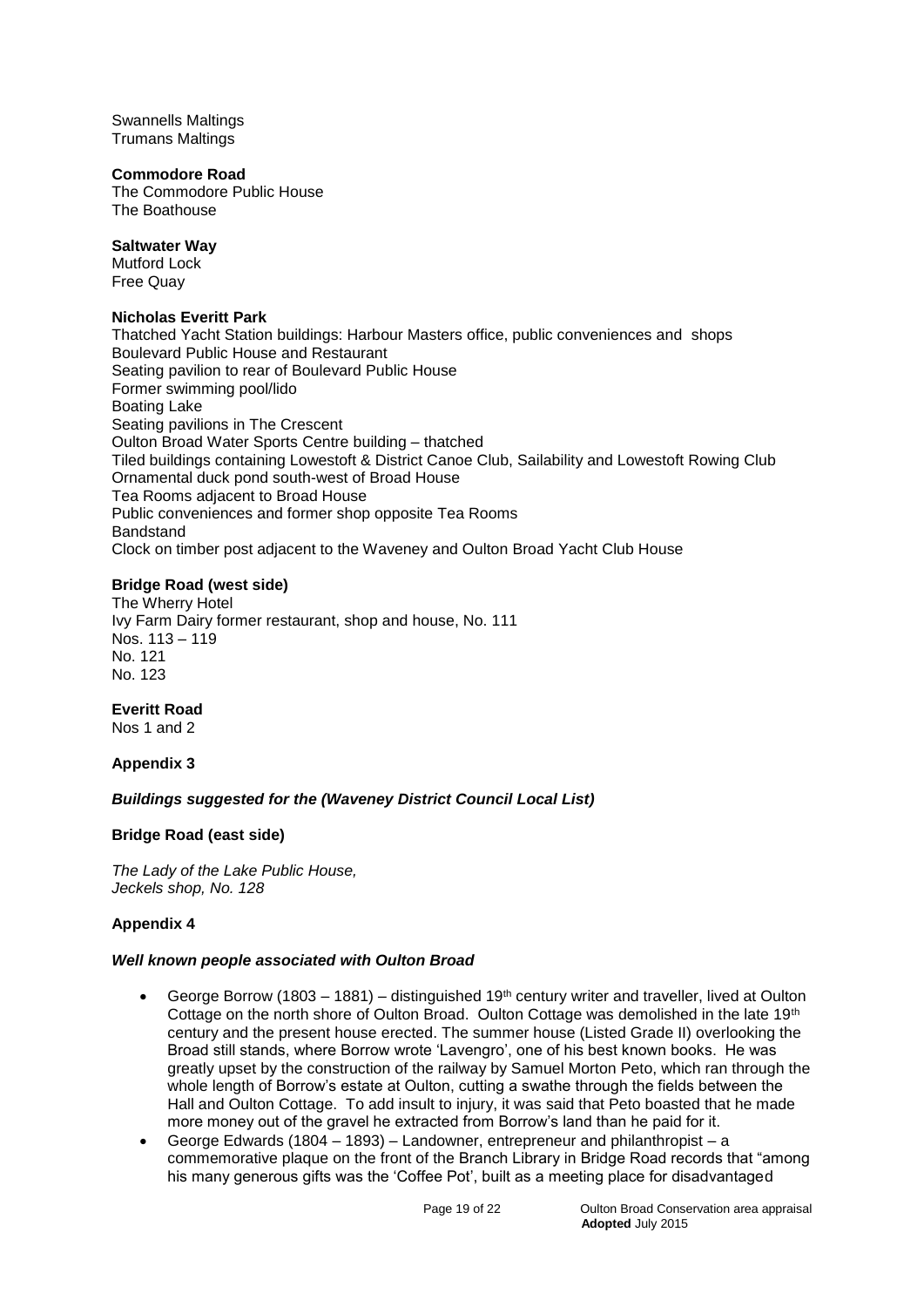Swannells Maltings
Trumans Maltings

**Commodore Road**
The Commodore Public House
The Boathouse

**Saltwater Way**
Mutford Lock
Free Quay

**Nicholas Everitt Park**
Thatched Yacht Station buildings: Harbour Masters office, public conveniences and shops
Boulevard Public House and Restaurant
Seating pavilion to rear of Boulevard Public House
Former swimming pool/lido
Boating Lake
Seating pavilions in The Crescent
Oulton Broad Water Sports Centre building – thatched
Tiled buildings containing Lowestoft & District Canoe Club, Sailability and Lowestoft Rowing Club
Ornamental duck pond south-west of Broad House
Tea Rooms adjacent to Broad House
Public conveniences and former shop opposite Tea Rooms
Bandstand
Clock on timber post adjacent to the Waveney and Oulton Broad Yacht Club House

**Bridge Road (west side)**
The Wherry Hotel
Ivy Farm Dairy former restaurant, shop and house, No. 111
Nos. 113 – 119
No. 121
No. 123

**Everitt Road**
Nos 1 and 2

**Appendix 3**

***Buildings suggested for the (Waveney District Council Local List)***

**Bridge Road (east side)**

*The Lady of the Lake Public House,*
*Jeckels shop, No. 128*

**Appendix 4**

***Well known people associated with Oulton Broad***

- George Borrow (1803 – 1881) – distinguished 19th century writer and traveller, lived at Oulton Cottage on the north shore of Oulton Broad. Oulton Cottage was demolished in the late 19th century and the present house erected. The summer house (Listed Grade II) overlooking the Broad still stands, where Borrow wrote 'Lavengro', one of his best known books. He was greatly upset by the construction of the railway by Samuel Morton Peto, which ran through the whole length of Borrow's estate at Oulton, cutting a swathe through the fields between the Hall and Oulton Cottage. To add insult to injury, it was said that Peto boasted that he made more money out of the gravel he extracted from Borrow's land than he paid for it.
- George Edwards (1804 – 1893) – Landowner, entrepreneur and philanthropist – a commemorative plaque on the front of the Branch Library in Bridge Road records that "among his many generous gifts was the 'Coffee Pot', built as a meeting place for disadvantaged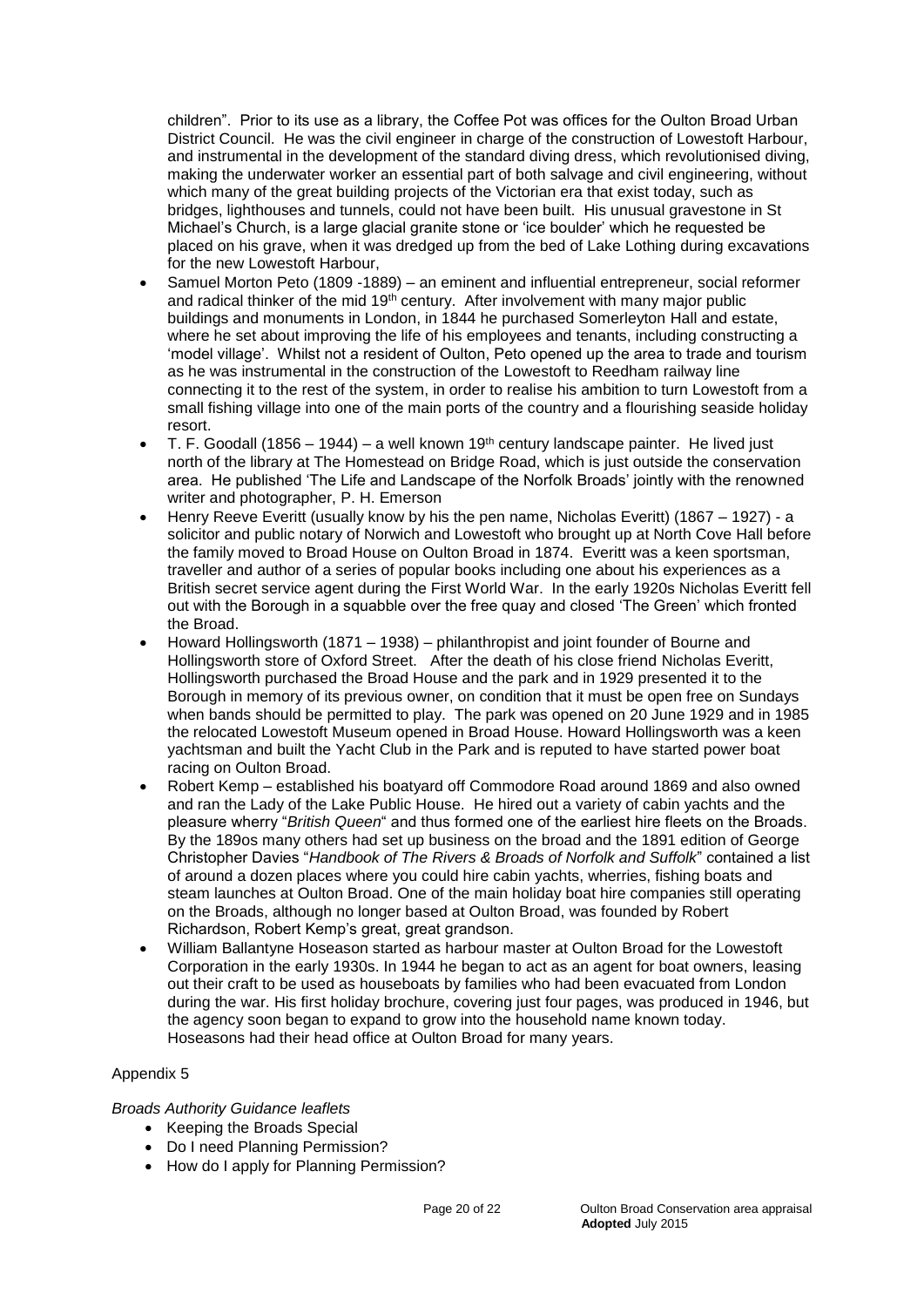children". Prior to its use as a library, the Coffee Pot was offices for the Oulton Broad Urban District Council. He was the civil engineer in charge of the construction of Lowestoft Harbour, and instrumental in the development of the standard diving dress, which revolutionised diving, making the underwater worker an essential part of both salvage and civil engineering, without which many of the great building projects of the Victorian era that exist today, such as bridges, lighthouses and tunnels, could not have been built. His unusual gravestone in St Michael's Church, is a large glacial granite stone or 'ice boulder' which he requested be placed on his grave, when it was dredged up from the bed of Lake Lothing during excavations for the new Lowestoft Harbour,

- Samuel Morton Peto (1809 -1889) – an eminent and influential entrepreneur, social reformer and radical thinker of the mid 19th century. After involvement with many major public buildings and monuments in London, in 1844 he purchased Somerleyton Hall and estate, where he set about improving the life of his employees and tenants, including constructing a 'model village'. Whilst not a resident of Oulton, Peto opened up the area to trade and tourism as he was instrumental in the construction of the Lowestoft to Reedham railway line connecting it to the rest of the system, in order to realise his ambition to turn Lowestoft from a small fishing village into one of the main ports of the country and a flourishing seaside holiday resort.
- T. F. Goodall (1856 – 1944) – a well known 19th century landscape painter. He lived just north of the library at The Homestead on Bridge Road, which is just outside the conservation area. He published 'The Life and Landscape of the Norfolk Broads' jointly with the renowned writer and photographer, P. H. Emerson
- Henry Reeve Everitt (usually know by his the pen name, Nicholas Everitt) (1867 – 1927) - a solicitor and public notary of Norwich and Lowestoft who brought up at North Cove Hall before the family moved to Broad House on Oulton Broad in 1874. Everitt was a keen sportsman, traveller and author of a series of popular books including one about his experiences as a British secret service agent during the First World War. In the early 1920s Nicholas Everitt fell out with the Borough in a squabble over the free quay and closed 'The Green' which fronted the Broad.
- Howard Hollingsworth (1871 – 1938) – philanthropist and joint founder of Bourne and Hollingsworth store of Oxford Street. After the death of his close friend Nicholas Everitt, Hollingsworth purchased the Broad House and the park and in 1929 presented it to the Borough in memory of its previous owner, on condition that it must be open free on Sundays when bands should be permitted to play. The park was opened on 20 June 1929 and in 1985 the relocated Lowestoft Museum opened in Broad House. Howard Hollingsworth was a keen yachtsman and built the Yacht Club in the Park and is reputed to have started power boat racing on Oulton Broad.
- Robert Kemp – established his boatyard off Commodore Road around 1869 and also owned and ran the Lady of the Lake Public House. He hired out a variety of cabin yachts and the pleasure wherry "*British Queen*" and thus formed one of the earliest hire fleets on the Broads. By the 189os many others had set up business on the broad and the 1891 edition of George Christopher Davies "*Handbook of The Rivers & Broads of Norfolk and Suffolk*" contained a list of around a dozen places where you could hire cabin yachts, wherries, fishing boats and steam launches at Oulton Broad. One of the main holiday boat hire companies still operating on the Broads, although no longer based at Oulton Broad, was founded by Robert Richardson, Robert Kemp's great, great grandson.
- William Ballantyne Hoseason started as harbour master at Oulton Broad for the Lowestoft Corporation in the early 1930s. In 1944 he began to act as an agent for boat owners, leasing out their craft to be used as houseboats by families who had been evacuated from London during the war. His first holiday brochure, covering just four pages, was produced in 1946, but the agency soon began to expand to grow into the household name known today. Hoseasons had their head office at Oulton Broad for many years.

Appendix 5

*Broads Authority Guidance leaflets*

- Keeping the Broads Special
- Do I need Planning Permission?
- How do I apply for Planning Permission?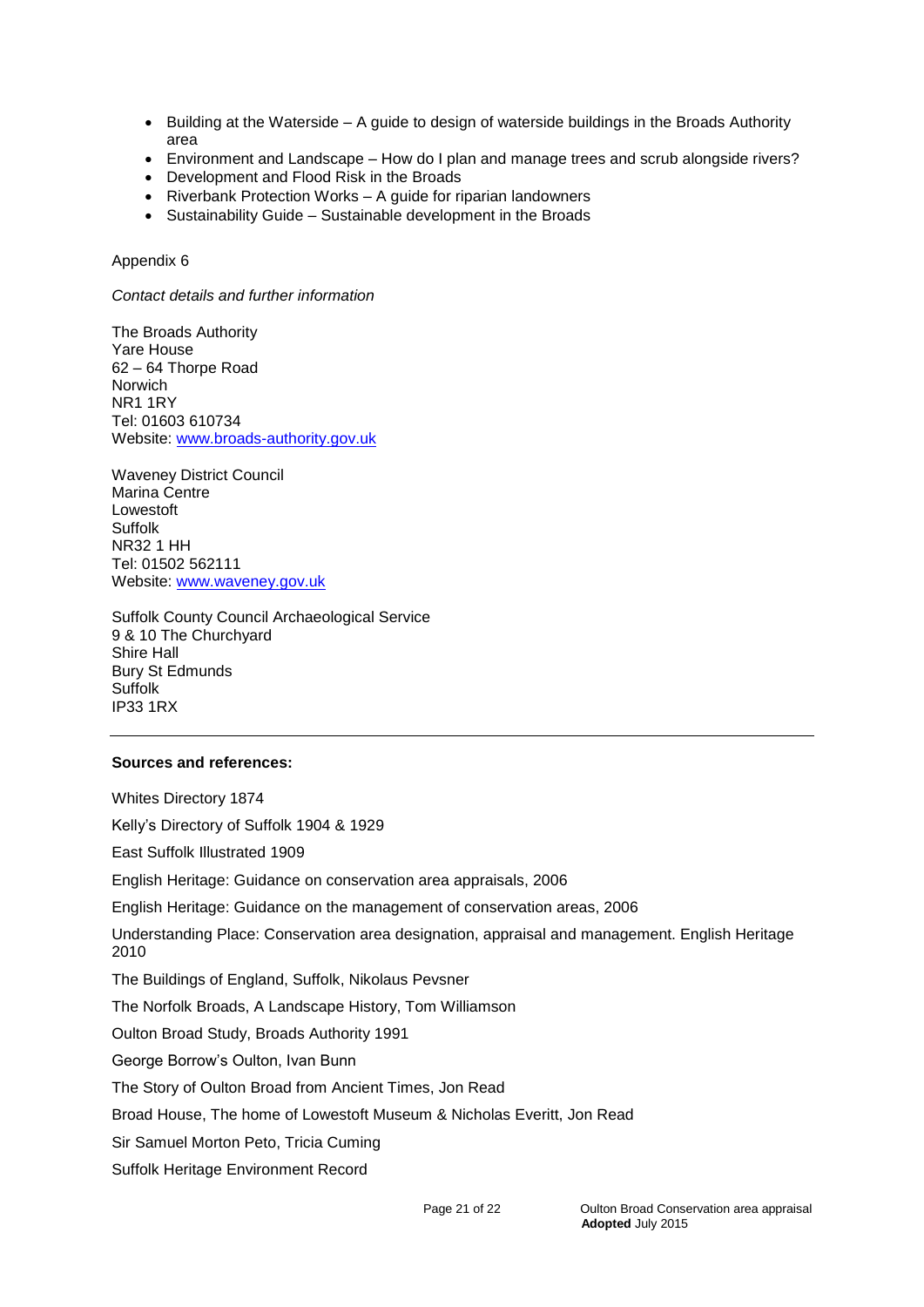- Building at the Waterside – A guide to design of waterside buildings in the Broads Authority area
- Environment and Landscape – How do I plan and manage trees and scrub alongside rivers?
- Development and Flood Risk in the Broads
- Riverbank Protection Works – A guide for riparian landowners
- Sustainability Guide – Sustainable development in the Broads

Appendix 6

*Contact details and further information*

The Broads Authority
Yare House
62 – 64 Thorpe Road
Norwich
NR1 1RY
Tel: 01603 610734
Website: [www.broads-authority.gov.uk](http://www.broads-authority.gov.uk)

Waveney District Council
Marina Centre
Lowestoft
Suffolk
NR32 1 HH
Tel: 01502 562111
Website: [www.waveney.gov.uk](http://www.waveney.gov.uk)

Suffolk County Council Archaeological Service
9 & 10 The Churchyard
Shire Hall
Bury St Edmunds
Suffolk
IP33 1RX

---

**Sources and references:**

Whites Directory 1874

Kelly's Directory of Suffolk 1904 & 1929

East Suffolk Illustrated 1909

English Heritage: Guidance on conservation area appraisals, 2006

English Heritage: Guidance on the management of conservation areas, 2006

Understanding Place: Conservation area designation, appraisal and management. English Heritage 2010

The Buildings of England, Suffolk, Nikolaus Pevsner

The Norfolk Broads, A Landscape History, Tom Williamson

Oulton Broad Study, Broads Authority 1991

George Borrow's Oulton, Ivan Bunn

The Story of Oulton Broad from Ancient Times, Jon Read

Broad House, The home of Lowestoft Museum & Nicholas Everitt, Jon Read

Sir Samuel Morton Peto, Tricia Cuming

Suffolk Heritage Environment Record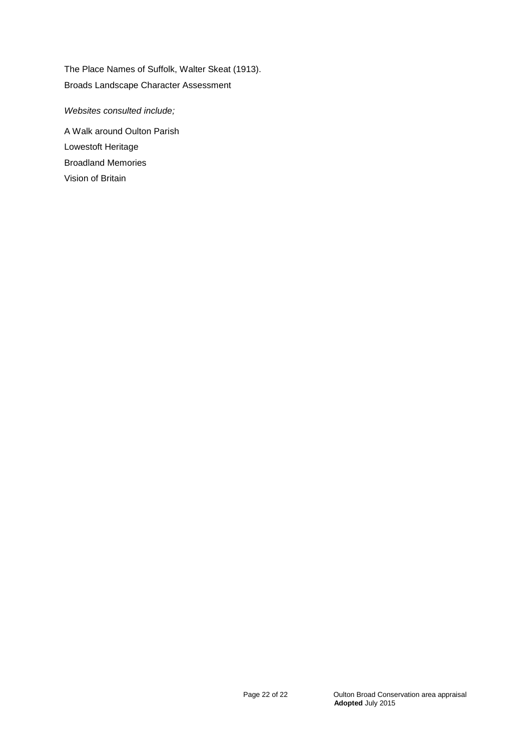The Place Names of Suffolk, Walter Skeat (1913).

Broads Landscape Character Assessment

*Websites consulted include;*

A Walk around Oulton Parish

Lowestoft Heritage

Broadland Memories

Vision of Britain